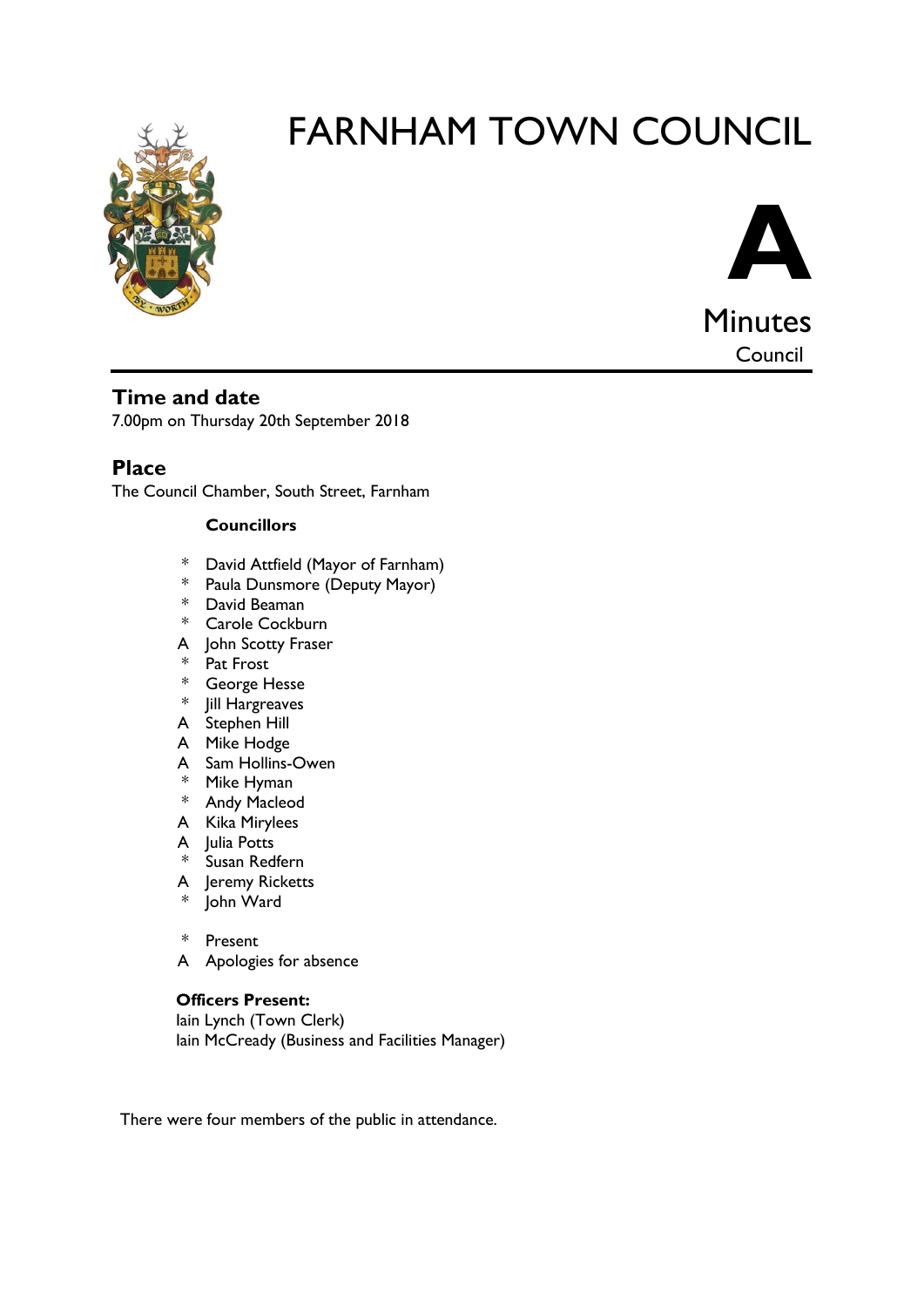# FARNHAM TOWN COUNCIL

**A**

Minutes

Council

## Time and date

7.00pm on Thursday 20th September 2018

## Place

The Council Chamber, South Street, Farnham

**Councillors**

- \* David Attfield (Mayor of Farnham)
- \* Paula Dunsmore (Deputy Mayor)
- \* David Beaman
- \* Carole Cockburn
- A John Scotty Fraser
- \* Pat Frost
- \* George Hesse
- \* Jill Hargreaves
- A Stephen Hill
- A Mike Hodge
- A Sam Hollins-Owen
- \* Mike Hyman
- \* Andy Macleod
- A Kika Mirylees
- A Julia Potts
- \* Susan Redfern
- A Jeremy Ricketts
- \* John Ward

\* Present

A Apologies for absence

**Officers Present:**

Iain Lynch (Town Clerk)

Iain McCready (Business and Facilities Manager)

There were four members of the public in attendance.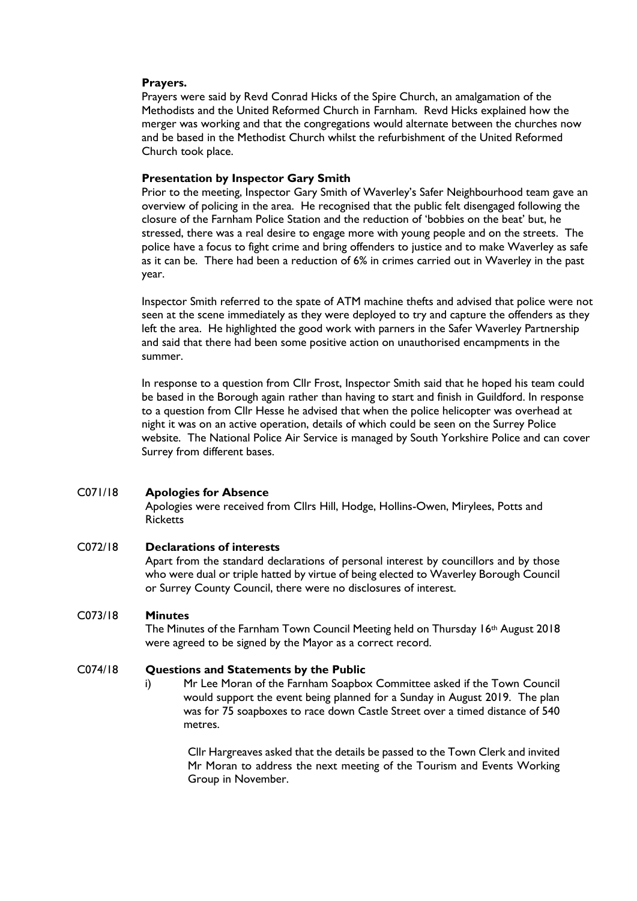**Prayers.**

Prayers were said by Revd Conrad Hicks of the Spire Church, an amalgamation of the Methodists and the United Reformed Church in Farnham. Revd Hicks explained how the merger was working and that the congregations would alternate between the churches now and be based in the Methodist Church whilst the refurbishment of the United Reformed Church took place.

**Presentation by Inspector Gary Smith**

Prior to the meeting, Inspector Gary Smith of Waverley's Safer Neighbourhood team gave an overview of policing in the area. He recognised that the public felt disengaged following the closure of the Farnham Police Station and the reduction of 'bobbies on the beat' but, he stressed, there was a real desire to engage more with young people and on the streets. The police have a focus to fight crime and bring offenders to justice and to make Waverley as safe as it can be. There had been a reduction of 6% in crimes carried out in Waverley in the past year.

Inspector Smith referred to the spate of ATM machine thefts and advised that police were not seen at the scene immediately as they were deployed to try and capture the offenders as they left the area. He highlighted the good work with parners in the Safer Waverley Partnership and said that there had been some positive action on unauthorised encampments in the summer.

In response to a question from Cllr Frost, Inspector Smith said that he hoped his team could be based in the Borough again rather than having to start and finish in Guildford. In response to a question from Cllr Hesse he advised that when the police helicopter was overhead at night it was on an active operation, details of which could be seen on the Surrey Police website. The National Police Air Service is managed by South Yorkshire Police and can cover Surrey from different bases.

**C071/18 Apologies for Absence**

Apologies were received from Cllrs Hill, Hodge, Hollins-Owen, Mirylees, Potts and Ricketts

**C072/18 Declarations of interests**

Apart from the standard declarations of personal interest by councillors and by those who were dual or triple hatted by virtue of being elected to Waverley Borough Council or Surrey County Council, there were no disclosures of interest.

**C073/18 Minutes**

The Minutes of the Farnham Town Council Meeting held on Thursday 16th August 2018 were agreed to be signed by the Mayor as a correct record.

**C074/18 Questions and Statements by the Public**

i) Mr Lee Moran of the Farnham Soapbox Committee asked if the Town Council would support the event being planned for a Sunday in August 2019. The plan was for 75 soapboxes to race down Castle Street over a timed distance of 540 metres.

Cllr Hargreaves asked that the details be passed to the Town Clerk and invited Mr Moran to address the next meeting of the Tourism and Events Working Group in November.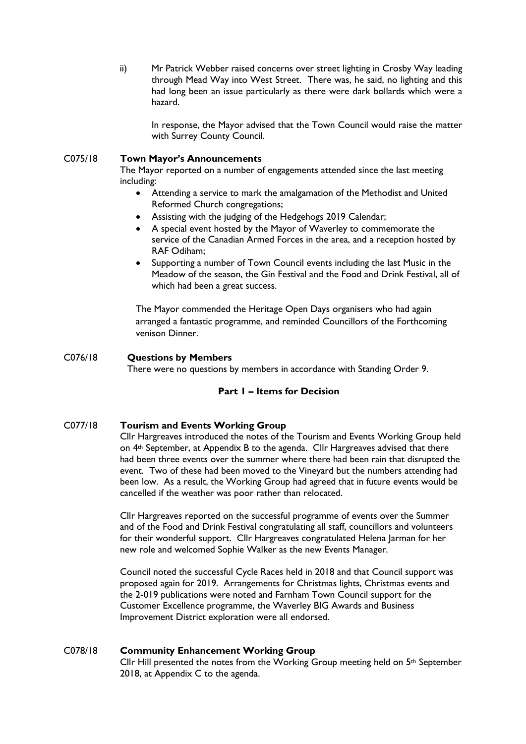ii) Mr Patrick Webber raised concerns over street lighting in Crosby Way leading through Mead Way into West Street. There was, he said, no lighting and this had long been an issue particularly as there were dark bollards which were a hazard.

In response, the Mayor advised that the Town Council would raise the matter with Surrey County Council.

**C075/18 Town Mayor's Announcements**

The Mayor reported on a number of engagements attended since the last meeting including:

- Attending a service to mark the amalgamation of the Methodist and United Reformed Church congregations;
- Assisting with the judging of the Hedgehogs 2019 Calendar;
- A special event hosted by the Mayor of Waverley to commemorate the service of the Canadian Armed Forces in the area, and a reception hosted by RAF Odiham;
- Supporting a number of Town Council events including the last Music in the Meadow of the season, the Gin Festival and the Food and Drink Festival, all of which had been a great success.

The Mayor commended the Heritage Open Days organisers who had again arranged a fantastic programme, and reminded Councillors of the Forthcoming venison Dinner.

**C076/18 Questions by Members**

There were no questions by members in accordance with Standing Order 9.

**Part 1 – Items for Decision**

**C077/18 Tourism and Events Working Group**

Cllr Hargreaves introduced the notes of the Tourism and Events Working Group held on 4th September, at Appendix B to the agenda. Cllr Hargreaves advised that there had been three events over the summer where there had been rain that disrupted the event. Two of these had been moved to the Vineyard but the numbers attending had been low. As a result, the Working Group had agreed that in future events would be cancelled if the weather was poor rather than relocated.

Cllr Hargreaves reported on the successful programme of events over the Summer and of the Food and Drink Festival congratulating all staff, councillors and volunteers for their wonderful support. Cllr Hargreaves congratulated Helena Jarman for her new role and welcomed Sophie Walker as the new Events Manager.

Council noted the successful Cycle Races held in 2018 and that Council support was proposed again for 2019. Arrangements for Christmas lights, Christmas events and the 2-019 publications were noted and Farnham Town Council support for the Customer Excellence programme, the Waverley BIG Awards and Business Improvement District exploration were all endorsed.

**C078/18 Community Enhancement Working Group**

Cllr Hill presented the notes from the Working Group meeting held on 5th September 2018, at Appendix C to the agenda.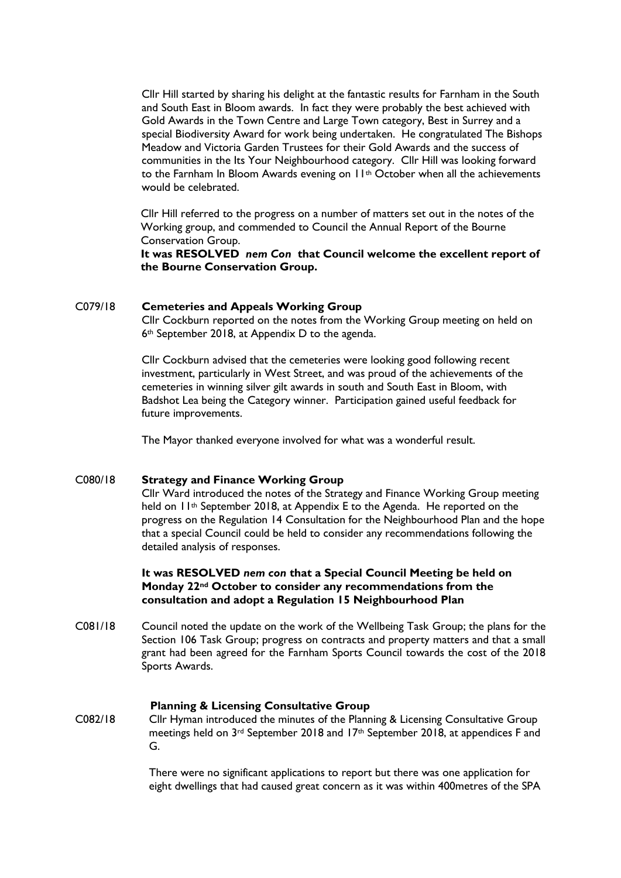Cllr Hill started by sharing his delight at the fantastic results for Farnham in the South and South East in Bloom awards. In fact they were probably the best achieved with Gold Awards in the Town Centre and Large Town category, Best in Surrey and a special Biodiversity Award for work being undertaken. He congratulated The Bishops Meadow and Victoria Garden Trustees for their Gold Awards and the success of communities in the Its Your Neighbourhood category. Cllr Hill was looking forward to the Farnham In Bloom Awards evening on 11th October when all the achievements would be celebrated.

Cllr Hill referred to the progress on a number of matters set out in the notes of the Working group, and commended to Council the Annual Report of the Bourne Conservation Group.

**It was RESOLVED *nem Con* that Council welcome the excellent report of the Bourne Conservation Group.**

C079/18 **Cemeteries and Appeals Working Group**

Cllr Cockburn reported on the notes from the Working Group meeting on held on 6th September 2018, at Appendix D to the agenda.

Cllr Cockburn advised that the cemeteries were looking good following recent investment, particularly in West Street, and was proud of the achievements of the cemeteries in winning silver gilt awards in south and South East in Bloom, with Badshot Lea being the Category winner. Participation gained useful feedback for future improvements.

The Mayor thanked everyone involved for what was a wonderful result.

C080/18 **Strategy and Finance Working Group**

Cllr Ward introduced the notes of the Strategy and Finance Working Group meeting held on 11th September 2018, at Appendix E to the Agenda. He reported on the progress on the Regulation 14 Consultation for the Neighbourhood Plan and the hope that a special Council could be held to consider any recommendations following the detailed analysis of responses.

**It was RESOLVED *nem con* that a Special Council Meeting be held on Monday 22nd October to consider any recommendations from the consultation and adopt a Regulation 15 Neighbourhood Plan**

C081/18 Council noted the update on the work of the Wellbeing Task Group; the plans for the Section 106 Task Group; progress on contracts and property matters and that a small grant had been agreed for the Farnham Sports Council towards the cost of the 2018 Sports Awards.

**Planning & Licensing Consultative Group**

C082/18 Cllr Hyman introduced the minutes of the Planning & Licensing Consultative Group meetings held on 3rd September 2018 and 17th September 2018, at appendices F and G.

There were no significant applications to report but there was one application for eight dwellings that had caused great concern as it was within 400metres of the SPA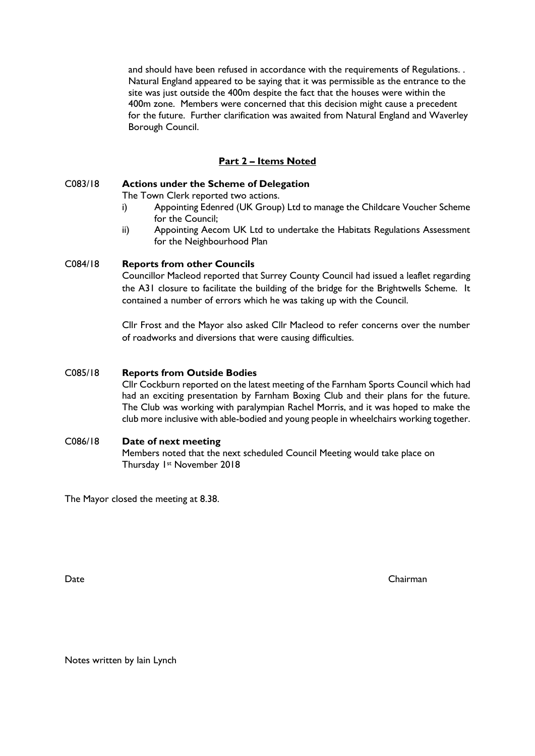and should have been refused in accordance with the requirements of Regulations. . Natural England appeared to be saying that it was permissible as the entrance to the site was just outside the 400m despite the fact that the houses were within the 400m zone. Members were concerned that this decision might cause a precedent for the future. Further clarification was awaited from Natural England and Waverley Borough Council.

## Part 2 – Items Noted

**C083/18 Actions under the Scheme of Delegation**

The Town Clerk reported two actions.

i) Appointing Edenred (UK Group) Ltd to manage the Childcare Voucher Scheme for the Council;

ii) Appointing Aecom UK Ltd to undertake the Habitats Regulations Assessment for the Neighbourhood Plan

**C084/18 Reports from other Councils**

Councillor Macleod reported that Surrey County Council had issued a leaflet regarding the A31 closure to facilitate the building of the bridge for the Brightwells Scheme. It contained a number of errors which he was taking up with the Council.

Cllr Frost and the Mayor also asked Cllr Macleod to refer concerns over the number of roadworks and diversions that were causing difficulties.

**C085/18 Reports from Outside Bodies**

Cllr Cockburn reported on the latest meeting of the Farnham Sports Council which had had an exciting presentation by Farnham Boxing Club and their plans for the future. The Club was working with paralympian Rachel Morris, and it was hoped to make the club more inclusive with able-bodied and young people in wheelchairs working together.

**C086/18 Date of next meeting**

Members noted that the next scheduled Council Meeting would take place on Thursday 1st November 2018

The Mayor closed the meeting at 8.38.

Date Chairman

Notes written by Iain Lynch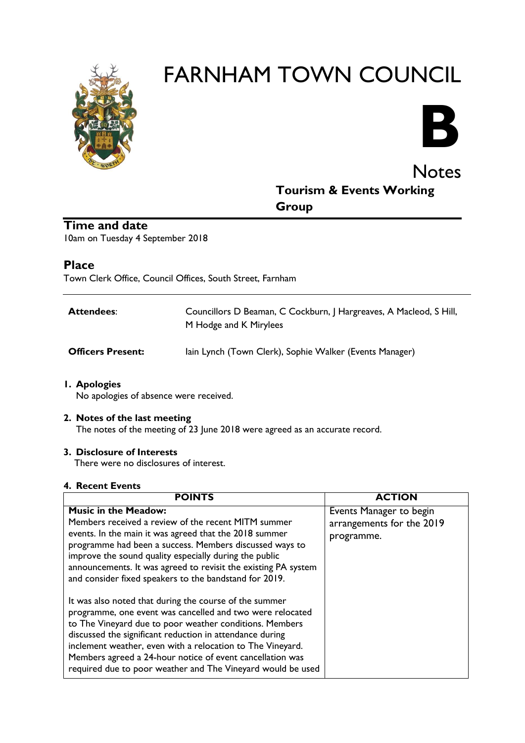# FARNHAM TOWN COUNCIL

**B**

## Notes

### Tourism & Events Working Group

## Time and date

10am on Tuesday 4 September 2018

## Place

Town Clerk Office, Council Offices, South Street, Farnham

| | |
|---|---|
| **Attendees**: | Councillors D Beaman, C Cockburn, J Hargreaves, A Macleod, S Hill, M Hodge and K Mirylees |
| **Officers Present:** | Iain Lynch (Town Clerk), Sophie Walker (Events Manager) |

**1. Apologies**

No apologies of absence were received.

**2. Notes of the last meeting**

The notes of the meeting of 23 June 2018 were agreed as an accurate record.

**3. Disclosure of Interests**

There were no disclosures of interest.

**4. Recent Events**

| POINTS | ACTION |
|---|---|
| **Music in the Meadow:**<br>Members received a review of the recent MITM summer events. In the main it was agreed that the 2018 summer programme had been a success. Members discussed ways to improve the sound quality especially during the public announcements. It was agreed to revisit the existing PA system and consider fixed speakers to the bandstand for 2019.<br><br>It was also noted that during the course of the summer programme, one event was cancelled and two were relocated to The Vineyard due to poor weather conditions. Members discussed the significant reduction in attendance during inclement weather, even with a relocation to The Vineyard. Members agreed a 24-hour notice of event cancellation was required due to poor weather and The Vineyard would be used | Events Manager to begin arrangements for the 2019 programme. |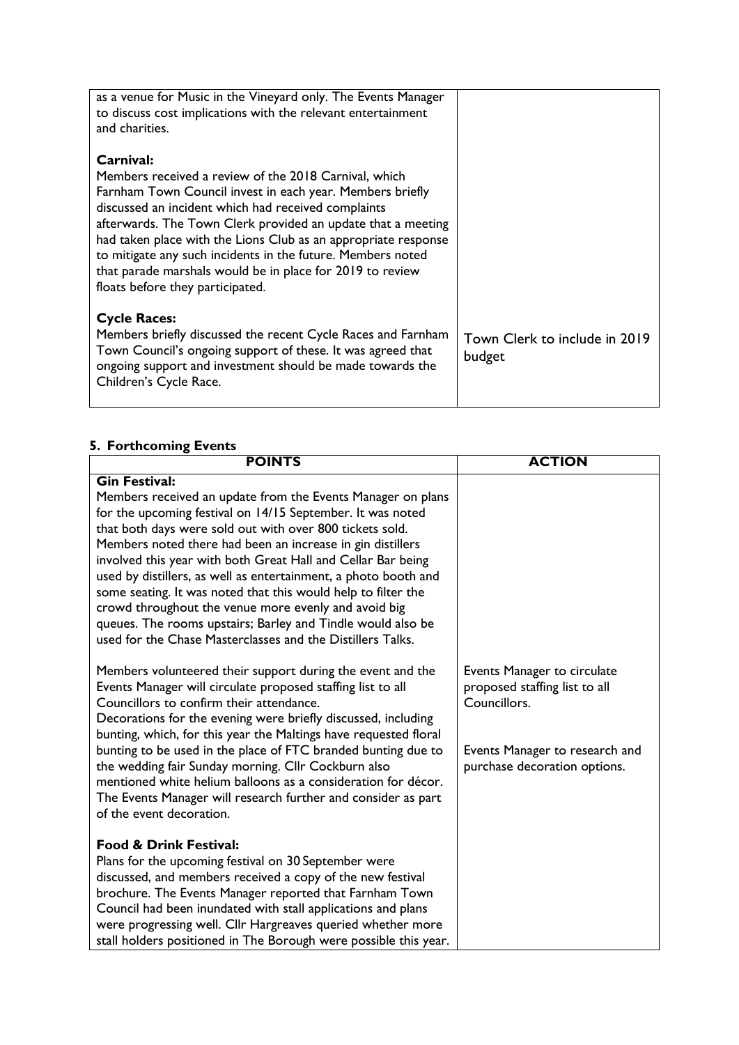| | |
|---|---|
| as a venue for Music in the Vineyard only. The Events Manager to discuss cost implications with the relevant entertainment and charities.<br><br>**Carnival:**<br>Members received a review of the 2018 Carnival, which Farnham Town Council invest in each year. Members briefly discussed an incident which had received complaints afterwards. The Town Clerk provided an update that a meeting had taken place with the Lions Club as an appropriate response to mitigate any such incidents in the future. Members noted that parade marshals would be in place for 2019 to review floats before they participated.<br><br>**Cycle Races:**<br>Members briefly discussed the recent Cycle Races and Farnham Town Council's ongoing support of these. It was agreed that ongoing support and investment should be made towards the Children's Cycle Race. | Town Clerk to include in 2019 budget |

## 5. Forthcoming Events

| POINTS | ACTION |
|---|---|
| **Gin Festival:**<br>Members received an update from the Events Manager on plans for the upcoming festival on 14/15 September. It was noted that both days were sold out with over 800 tickets sold. Members noted there had been an increase in gin distillers involved this year with both Great Hall and Cellar Bar being used by distillers, as well as entertainment, a photo booth and some seating. It was noted that this would help to filter the crowd throughout the venue more evenly and avoid big queues. The rooms upstairs; Barley and Tindle would also be used for the Chase Masterclasses and the Distillers Talks.<br><br>Members volunteered their support during the event and the Events Manager will circulate proposed staffing list to all Councillors to confirm their attendance.<br>Decorations for the evening were briefly discussed, including bunting, which, for this year the Maltings have requested floral bunting to be used in the place of FTC branded bunting due to the wedding fair Sunday morning. Cllr Cockburn also mentioned white helium balloons as a consideration for décor. The Events Manager will research further and consider as part of the event decoration.<br><br>**Food & Drink Festival:**<br>Plans for the upcoming festival on 30 September were discussed, and members received a copy of the new festival brochure. The Events Manager reported that Farnham Town Council had been inundated with stall applications and plans were progressing well. Cllr Hargreaves queried whether more stall holders positioned in The Borough were possible this year. | Events Manager to circulate proposed staffing list to all Councillors.<br><br>Events Manager to research and purchase decoration options. |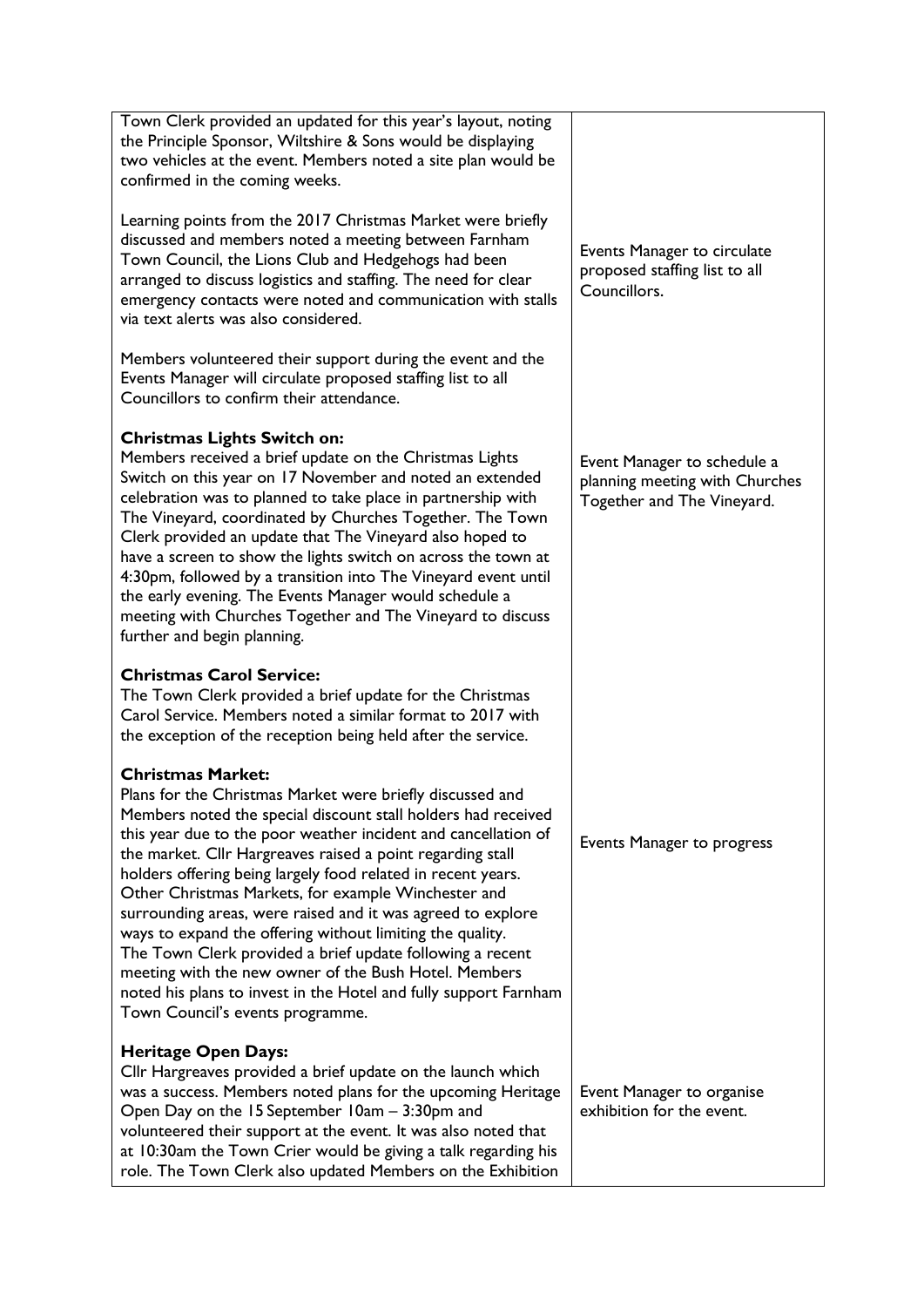| | |
|---|---|
| Town Clerk provided an updated for this year's layout, noting the Principle Sponsor, Wiltshire & Sons would be displaying two vehicles at the event. Members noted a site plan would be confirmed in the coming weeks.<br><br>Learning points from the 2017 Christmas Market were briefly discussed and members noted a meeting between Farnham Town Council, the Lions Club and Hedgehogs had been arranged to discuss logistics and staffing. The need for clear emergency contacts were noted and communication with stalls via text alerts was also considered.<br><br>Members volunteered their support during the event and the Events Manager will circulate proposed staffing list to all Councillors to confirm their attendance. | Events Manager to circulate proposed staffing list to all Councillors. |
| **Christmas Lights Switch on:**<br>Members received a brief update on the Christmas Lights Switch on this year on 17 November and noted an extended celebration was to planned to take place in partnership with The Vineyard, coordinated by Churches Together. The Town Clerk provided an update that The Vineyard also hoped to have a screen to show the lights switch on across the town at 4:30pm, followed by a transition into The Vineyard event until the early evening. The Events Manager would schedule a meeting with Churches Together and The Vineyard to discuss further and begin planning. | Event Manager to schedule a planning meeting with Churches Together and The Vineyard. |
| **Christmas Carol Service:**<br>The Town Clerk provided a brief update for the Christmas Carol Service. Members noted a similar format to 2017 with the exception of the reception being held after the service. | |
| **Christmas Market:**<br>Plans for the Christmas Market were briefly discussed and Members noted the special discount stall holders had received this year due to the poor weather incident and cancellation of the market. Cllr Hargreaves raised a point regarding stall holders offering being largely food related in recent years. Other Christmas Markets, for example Winchester and surrounding areas, were raised and it was agreed to explore ways to expand the offering without limiting the quality.<br>The Town Clerk provided a brief update following a recent meeting with the new owner of the Bush Hotel. Members noted his plans to invest in the Hotel and fully support Farnham Town Council's events programme. | Events Manager to progress |
| **Heritage Open Days:**<br>Cllr Hargreaves provided a brief update on the launch which was a success. Members noted plans for the upcoming Heritage Open Day on the 15 September 10am – 3:30pm and volunteered their support at the event. It was also noted that at 10:30am the Town Crier would be giving a talk regarding his role. The Town Clerk also updated Members on the Exhibition | Event Manager to organise exhibition for the event. |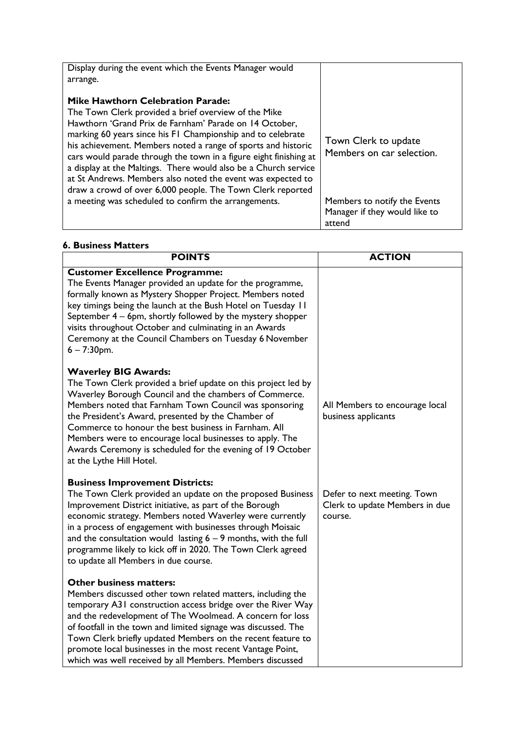| | |
|---|---|
| Display during the event which the Events Manager would arrange.<br><br>**Mike Hawthorn Celebration Parade:**<br>The Town Clerk provided a brief overview of the Mike Hawthorn 'Grand Prix de Farnham' Parade on 14 October, marking 60 years since his F1 Championship and to celebrate his achievement. Members noted a range of sports and historic cars would parade through the town in a figure eight finishing at a display at the Maltings. There would also be a Church service at St Andrews. Members also noted the event was expected to draw a crowd of over 6,000 people. The Town Clerk reported a meeting was scheduled to confirm the arrangements. | Town Clerk to update Members on car selection.<br><br>Members to notify the Events Manager if they would like to attend |

**6. Business Matters**

| POINTS | ACTION |
|---|---|
| **Customer Excellence Programme:**<br>The Events Manager provided an update for the programme, formally known as Mystery Shopper Project. Members noted key timings being the launch at the Bush Hotel on Tuesday 11 September 4 – 6pm, shortly followed by the mystery shopper visits throughout October and culminating in an Awards Ceremony at the Council Chambers on Tuesday 6 November 6 – 7:30pm. | |
| **Waverley BIG Awards:**<br>The Town Clerk provided a brief update on this project led by Waverley Borough Council and the chambers of Commerce. Members noted that Farnham Town Council was sponsoring the President's Award, presented by the Chamber of Commerce to honour the best business in Farnham. All Members were to encourage local businesses to apply. The Awards Ceremony is scheduled for the evening of 19 October at the Lythe Hill Hotel. | All Members to encourage local business applicants |
| **Business Improvement Districts:**<br>The Town Clerk provided an update on the proposed Business Improvement District initiative, as part of the Borough economic strategy. Members noted Waverley were currently in a process of engagement with businesses through Moisaic and the consultation would lasting 6 – 9 months, with the full programme likely to kick off in 2020. The Town Clerk agreed to update all Members in due course. | Defer to next meeting. Town Clerk to update Members in due course. |
| **Other business matters:**<br>Members discussed other town related matters, including the temporary A31 construction access bridge over the River Way and the redevelopment of The Woolmead. A concern for loss of footfall in the town and limited signage was discussed. The Town Clerk briefly updated Members on the recent feature to promote local businesses in the most recent Vantage Point, which was well received by all Members. Members discussed | |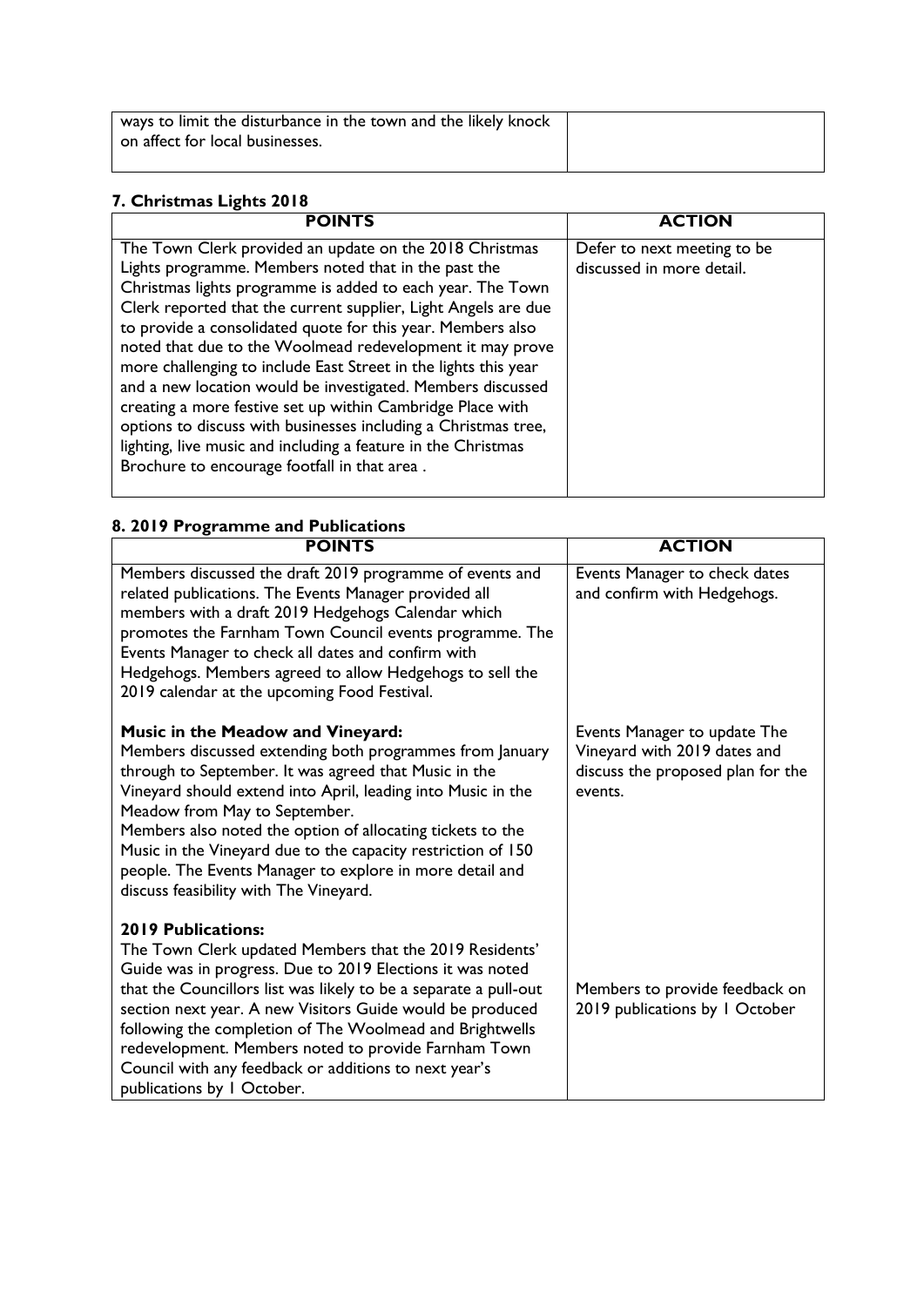| | |
|---|---|
| ways to limit the disturbance in the town and the likely knock on affect for local businesses. | |

**7. Christmas Lights 2018**

| POINTS | ACTION |
|---|---|
| The Town Clerk provided an update on the 2018 Christmas Lights programme. Members noted that in the past the Christmas lights programme is added to each year. The Town Clerk reported that the current supplier, Light Angels are due to provide a consolidated quote for this year. Members also noted that due to the Woolmead redevelopment it may prove more challenging to include East Street in the lights this year and a new location would be investigated. Members discussed creating a more festive set up within Cambridge Place with options to discuss with businesses including a Christmas tree, lighting, live music and including a feature in the Christmas Brochure to encourage footfall in that area . | Defer to next meeting to be discussed in more detail. |

**8. 2019 Programme and Publications**

| POINTS | ACTION |
|---|---|
| Members discussed the draft 2019 programme of events and related publications. The Events Manager provided all members with a draft 2019 Hedgehogs Calendar which promotes the Farnham Town Council events programme. The Events Manager to check all dates and confirm with Hedgehogs. Members agreed to allow Hedgehogs to sell the 2019 calendar at the upcoming Food Festival. | Events Manager to check dates and confirm with Hedgehogs. |
| **Music in the Meadow and Vineyard:** Members discussed extending both programmes from January through to September. It was agreed that Music in the Vineyard should extend into April, leading into Music in the Meadow from May to September. Members also noted the option of allocating tickets to the Music in the Vineyard due to the capacity restriction of 150 people. The Events Manager to explore in more detail and discuss feasibility with The Vineyard. | Events Manager to update The Vineyard with 2019 dates and discuss the proposed plan for the events. |
| **2019 Publications:** The Town Clerk updated Members that the 2019 Residents' Guide was in progress. Due to 2019 Elections it was noted that the Councillors list was likely to be a separate a pull-out section next year. A new Visitors Guide would be produced following the completion of The Woolmead and Brightwells redevelopment. Members noted to provide Farnham Town Council with any feedback or additions to next year's publications by 1 October. | Members to provide feedback on 2019 publications by 1 October |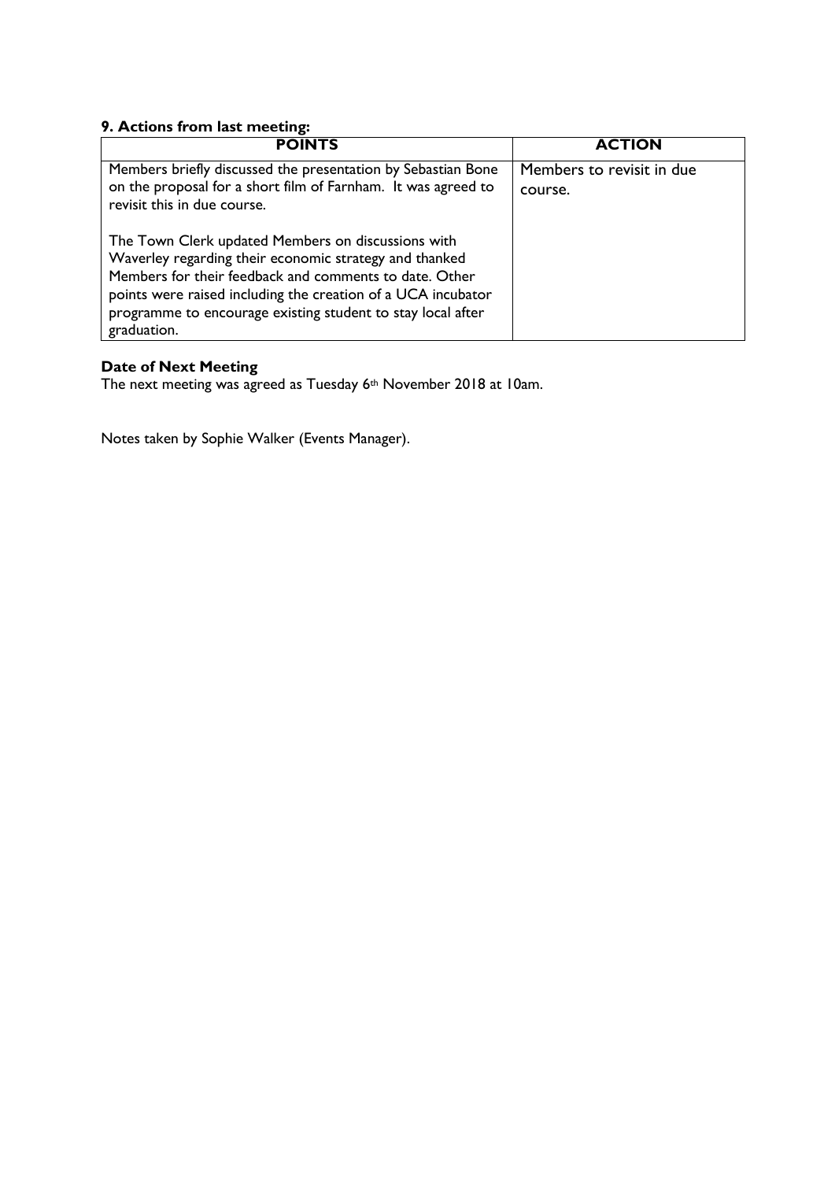**9. Actions from last meeting:**

| POINTS | ACTION |
| --- | --- |
| Members briefly discussed the presentation by Sebastian Bone on the proposal for a short film of Farnham. It was agreed to revisit this in due course.<br><br>The Town Clerk updated Members on discussions with Waverley regarding their economic strategy and thanked Members for their feedback and comments to date. Other points were raised including the creation of a UCA incubator programme to encourage existing student to stay local after graduation. | Members to revisit in due course. |

**Date of Next Meeting**

The next meeting was agreed as Tuesday 6th November 2018 at 10am.

Notes taken by Sophie Walker (Events Manager).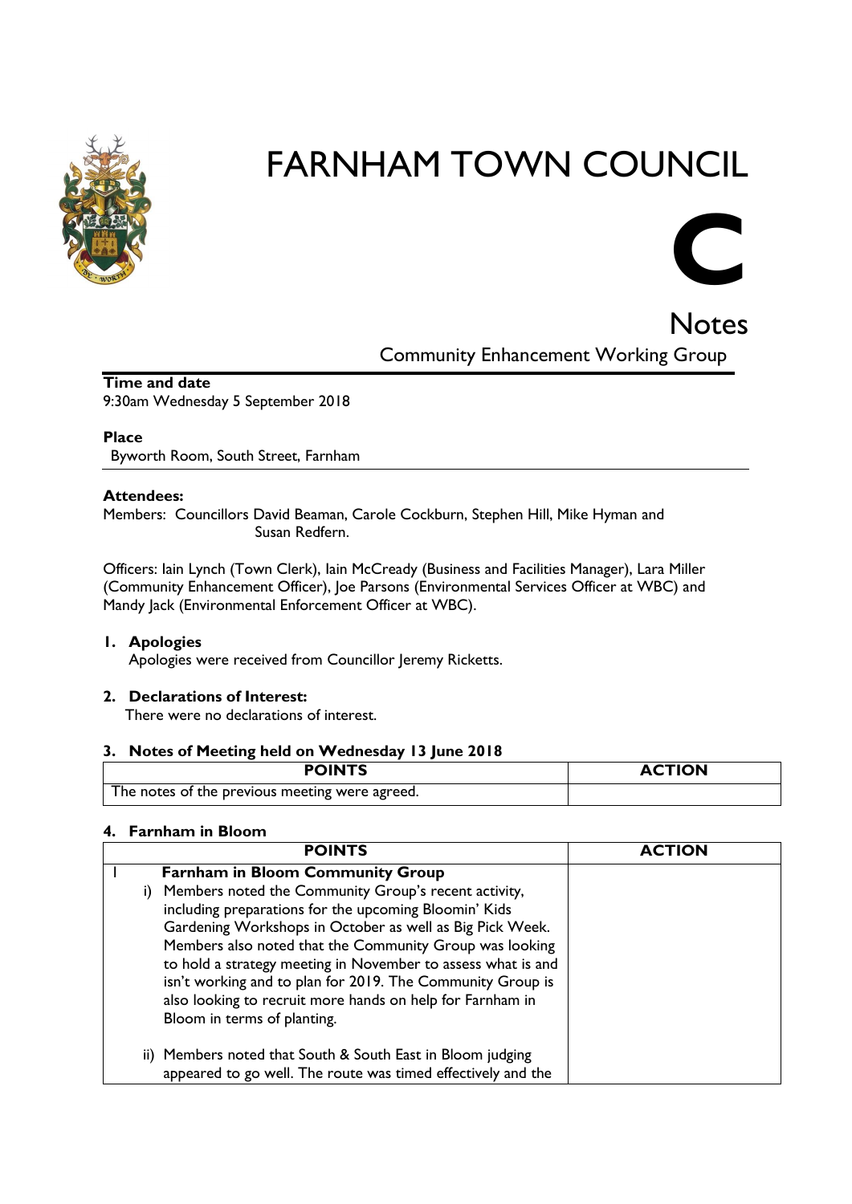# FARNHAM TOWN COUNCIL

**C**

Notes

Community Enhancement Working Group

**Time and date**
9:30am Wednesday 5 September 2018

**Place**
Byworth Room, South Street, Farnham

**Attendees:**
Members: Councillors David Beaman, Carole Cockburn, Stephen Hill, Mike Hyman and Susan Redfern.

Officers: Iain Lynch (Town Clerk), Iain McCready (Business and Facilities Manager), Lara Miller (Community Enhancement Officer), Joe Parsons (Environmental Services Officer at WBC) and Mandy Jack (Environmental Enforcement Officer at WBC).

**1. Apologies**
Apologies were received from Councillor Jeremy Ricketts.

**2. Declarations of Interest:**
There were no declarations of interest.

**3. Notes of Meeting held on Wednesday 13 June 2018**

| POINTS | ACTION |
| --- | --- |
| The notes of the previous meeting were agreed. | |

**4. Farnham in Bloom**

| POINTS | ACTION |
| --- | --- |
| 1 **Farnham in Bloom Community Group**<br>i) Members noted the Community Group's recent activity, including preparations for the upcoming Bloomin' Kids Gardening Workshops in October as well as Big Pick Week. Members also noted that the Community Group was looking to hold a strategy meeting in November to assess what is and isn't working and to plan for 2019. The Community Group is also looking to recruit more hands on help for Farnham in Bloom in terms of planting.<br><br>ii) Members noted that South & South East in Bloom judging appeared to go well. The route was timed effectively and the | |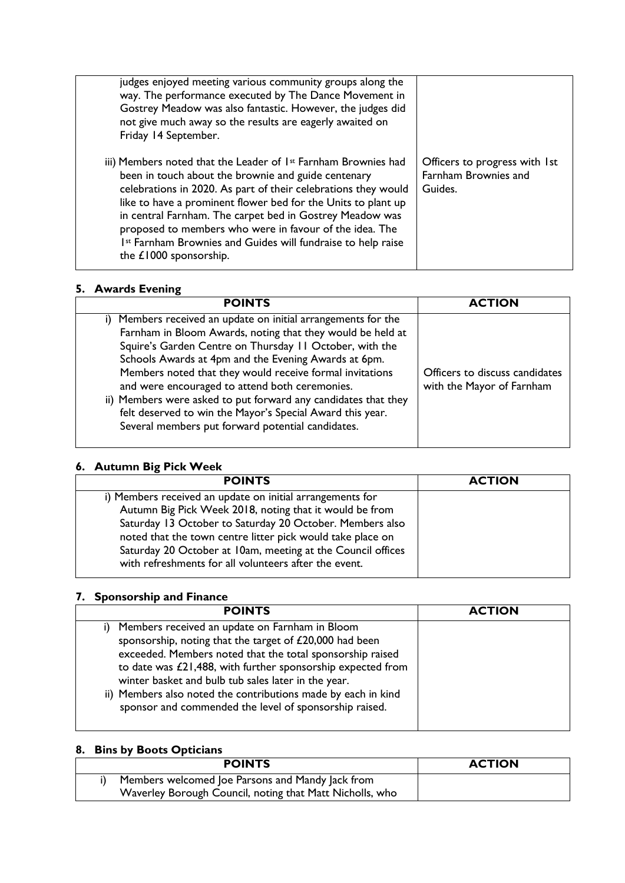| | |
|---|---|
| judges enjoyed meeting various community groups along the way. The performance executed by The Dance Movement in Gostrey Meadow was also fantastic. However, the judges did not give much away so the results are eagerly awaited on Friday 14 September. | |
| iii) Members noted that the Leader of 1st Farnham Brownies had been in touch about the brownie and guide centenary celebrations in 2020. As part of their celebrations they would like to have a prominent flower bed for the Units to plant up in central Farnham. The carpet bed in Gostrey Meadow was proposed to members who were in favour of the idea. The 1st Farnham Brownies and Guides will fundraise to help raise the £1000 sponsorship. | Officers to progress with 1st Farnham Brownies and Guides. |

## 5. Awards Evening

| POINTS | ACTION |
|---|---|
| i) Members received an update on initial arrangements for the Farnham in Bloom Awards, noting that they would be held at Squire's Garden Centre on Thursday 11 October, with the Schools Awards at 4pm and the Evening Awards at 6pm. Members noted that they would receive formal invitations and were encouraged to attend both ceremonies.<br>ii) Members were asked to put forward any candidates that they felt deserved to win the Mayor's Special Award this year. Several members put forward potential candidates. | Officers to discuss candidates with the Mayor of Farnham |

## 6. Autumn Big Pick Week

| POINTS | ACTION |
|---|---|
| i) Members received an update on initial arrangements for Autumn Big Pick Week 2018, noting that it would be from Saturday 13 October to Saturday 20 October. Members also noted that the town centre litter pick would take place on Saturday 20 October at 10am, meeting at the Council offices with refreshments for all volunteers after the event. | |

## 7. Sponsorship and Finance

| POINTS | ACTION |
|---|---|
| i) Members received an update on Farnham in Bloom sponsorship, noting that the target of £20,000 had been exceeded. Members noted that the total sponsorship raised to date was £21,488, with further sponsorship expected from winter basket and bulb tub sales later in the year.<br>ii) Members also noted the contributions made by each in kind sponsor and commended the level of sponsorship raised. | |

## 8. Bins by Boots Opticians

| POINTS | ACTION |
|---|---|
| i) Members welcomed Joe Parsons and Mandy Jack from Waverley Borough Council, noting that Matt Nicholls, who | |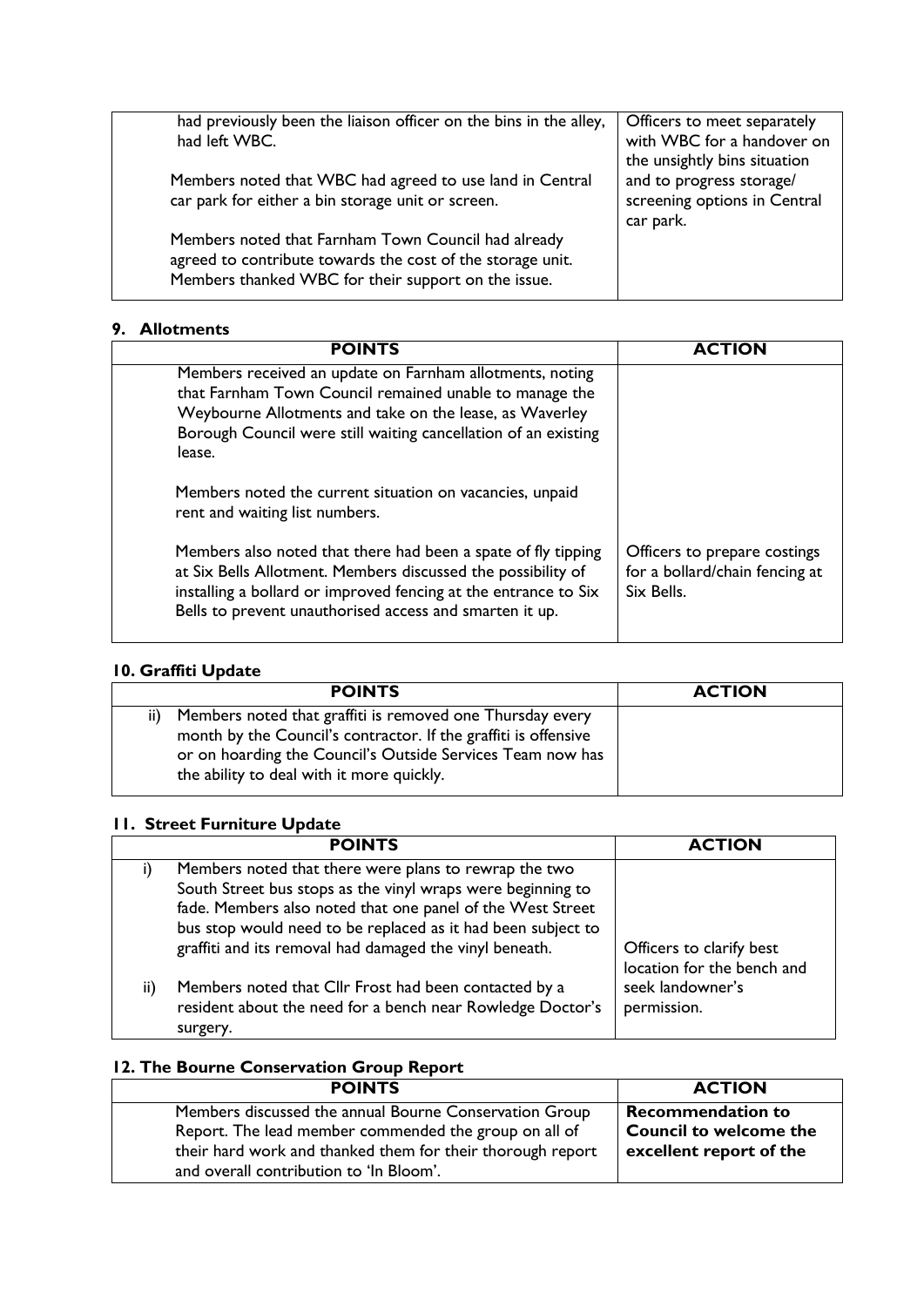| | |
|---|---|
| had previously been the liaison officer on the bins in the alley, had left WBC.<br><br>Members noted that WBC had agreed to use land in Central car park for either a bin storage unit or screen.<br><br>Members noted that Farnham Town Council had already agreed to contribute towards the cost of the storage unit. Members thanked WBC for their support on the issue. | Officers to meet separately with WBC for a handover on the unsightly bins situation and to progress storage/ screening options in Central car park. |

## 9. Allotments

| POINTS | ACTION |
|---|---|
| Members received an update on Farnham allotments, noting that Farnham Town Council remained unable to manage the Weybourne Allotments and take on the lease, as Waverley Borough Council were still waiting cancellation of an existing lease.<br><br>Members noted the current situation on vacancies, unpaid rent and waiting list numbers.<br><br>Members also noted that there had been a spate of fly tipping at Six Bells Allotment. Members discussed the possibility of installing a bollard or improved fencing at the entrance to Six Bells to prevent unauthorised access and smarten it up. | Officers to prepare costings for a bollard/chain fencing at Six Bells. |

## 10. Graffiti Update

| | POINTS | ACTION |
|---|---|---|
| ii) | Members noted that graffiti is removed one Thursday every month by the Council's contractor. If the graffiti is offensive or on hoarding the Council's Outside Services Team now has the ability to deal with it more quickly. | |

## 11. Street Furniture Update

| | POINTS | ACTION |
|---|---|---|
| i) | Members noted that there were plans to rewrap the two South Street bus stops as the vinyl wraps were beginning to fade. Members also noted that one panel of the West Street bus stop would need to be replaced as it had been subject to graffiti and its removal had damaged the vinyl beneath. | |
| ii) | Members noted that Cllr Frost had been contacted by a resident about the need for a bench near Rowledge Doctor's surgery. | Officers to clarify best location for the bench and seek landowner's permission. |

## 12. The Bourne Conservation Group Report

| POINTS | ACTION |
|---|---|
| Members discussed the annual Bourne Conservation Group Report. The lead member commended the group on all of their hard work and thanked them for their thorough report and overall contribution to 'In Bloom'. | **Recommendation to Council to welcome the excellent report of the** |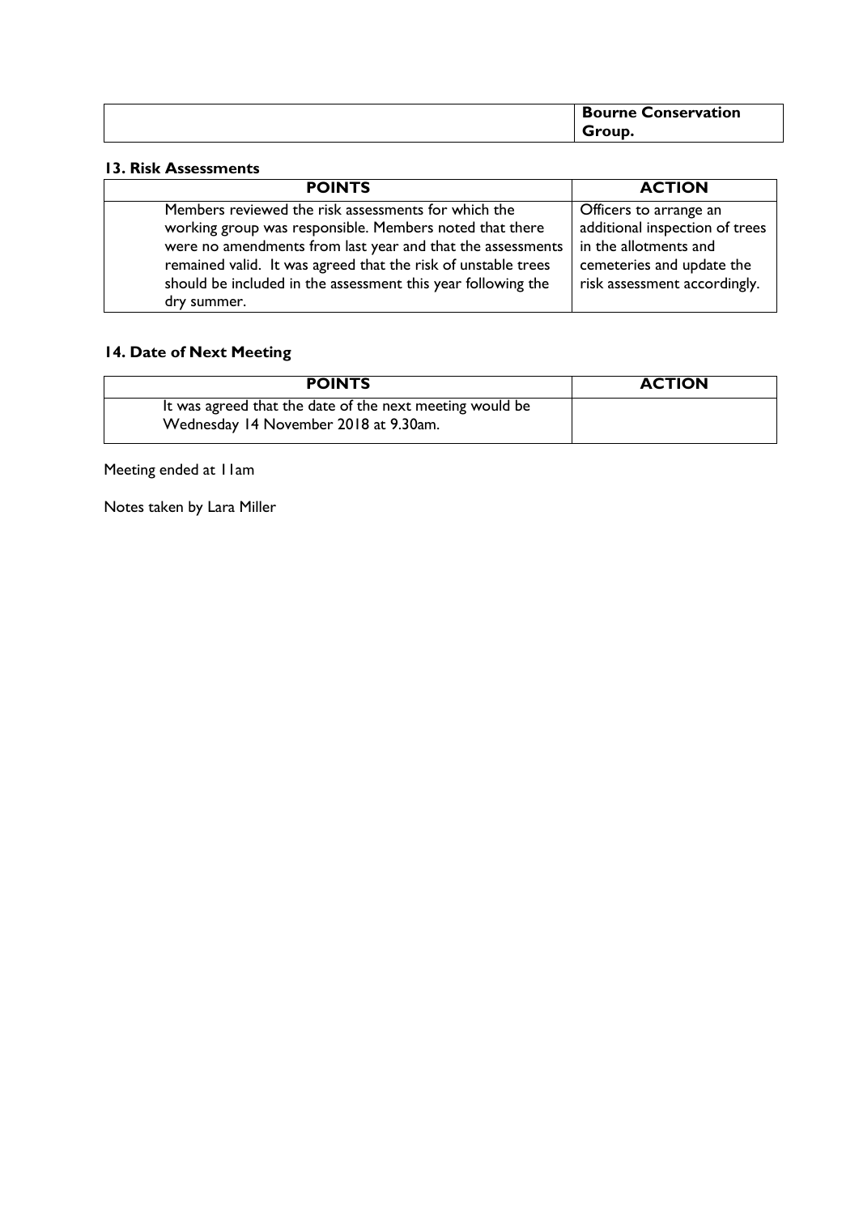| | **Bourne Conservation Group.** |
|---|---|

**13. Risk Assessments**

| POINTS | ACTION |
|---|---|
| Members reviewed the risk assessments for which the working group was responsible. Members noted that there were no amendments from last year and that the assessments remained valid. It was agreed that the risk of unstable trees should be included in the assessment this year following the dry summer. | Officers to arrange an additional inspection of trees in the allotments and cemeteries and update the risk assessment accordingly. |

**14. Date of Next Meeting**

| POINTS | ACTION |
|---|---|
| It was agreed that the date of the next meeting would be Wednesday 14 November 2018 at 9.30am. | |

Meeting ended at 11am

Notes taken by Lara Miller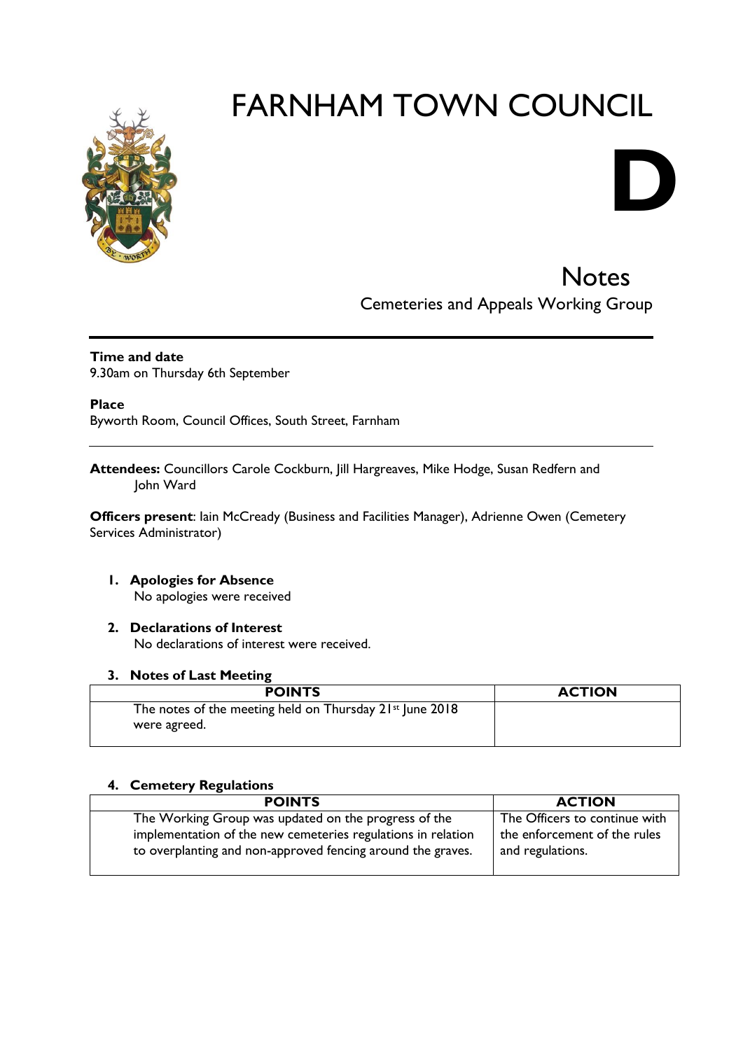# FARNHAM TOWN COUNCIL

**D**

## Notes

Cemeteries and Appeals Working Group

**Time and date**
9.30am on Thursday 6th September

**Place**
Byworth Room, Council Offices, South Street, Farnham

**Attendees:** Councillors Carole Cockburn, Jill Hargreaves, Mike Hodge, Susan Redfern and John Ward

**Officers present**: Iain McCready (Business and Facilities Manager), Adrienne Owen (Cemetery Services Administrator)

1. **Apologies for Absence**
   No apologies were received

2. **Declarations of Interest**
   No declarations of interest were received.

3. **Notes of Last Meeting**

| POINTS | ACTION |
|---|---|
| The notes of the meeting held on Thursday 21st June 2018 were agreed. | |

4. **Cemetery Regulations**

| POINTS | ACTION |
|---|---|
| The Working Group was updated on the progress of the implementation of the new cemeteries regulations in relation to overplanting and non-approved fencing around the graves. | The Officers to continue with the enforcement of the rules and regulations. |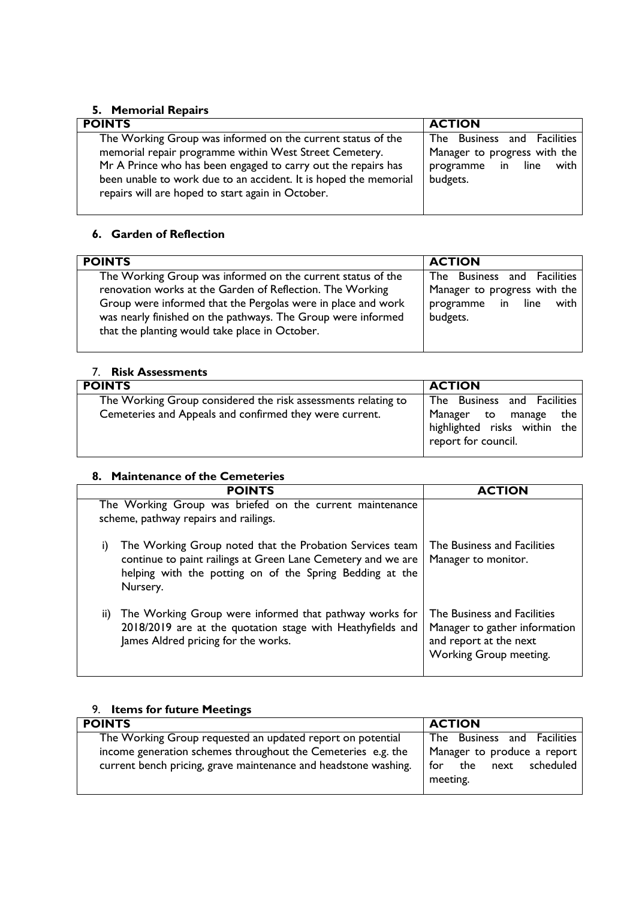### 5. Memorial Repairs

| POINTS | ACTION |
| --- | --- |
| The Working Group was informed on the current status of the memorial repair programme within West Street Cemetery. Mr A Prince who has been engaged to carry out the repairs has been unable to work due to an accident. It is hoped the memorial repairs will are hoped to start again in October. | The Business and Facilities Manager to progress with the programme in line with budgets. |

### 6. Garden of Reflection

| POINTS | ACTION |
| --- | --- |
| The Working Group was informed on the current status of the renovation works at the Garden of Reflection. The Working Group were informed that the Pergolas were in place and work was nearly finished on the pathways. The Group were informed that the planting would take place in October. | The Business and Facilities Manager to progress with the programme in line with budgets. |

### 7. Risk Assessments

| POINTS | ACTION |
| --- | --- |
| The Working Group considered the risk assessments relating to Cemeteries and Appeals and confirmed they were current. | The Business and Facilities Manager to manage the highlighted risks within the report for council. |

### 8. Maintenance of the Cemeteries

| POINTS | ACTION |
| --- | --- |
| The Working Group was briefed on the current maintenance scheme, pathway repairs and railings. | |
| i) The Working Group noted that the Probation Services team continue to paint railings at Green Lane Cemetery and we are helping with the potting on of the Spring Bedding at the Nursery. | The Business and Facilities Manager to monitor. |
| ii) The Working Group were informed that pathway works for 2018/2019 are at the quotation stage with Heathyfields and James Aldred pricing for the works. | The Business and Facilities Manager to gather information and report at the next Working Group meeting. |

### 9. Items for future Meetings

| POINTS | ACTION |
| --- | --- |
| The Working Group requested an updated report on potential income generation schemes throughout the Cemeteries e.g. the current bench pricing, grave maintenance and headstone washing. | The Business and Facilities Manager to produce a report for the next scheduled meeting. |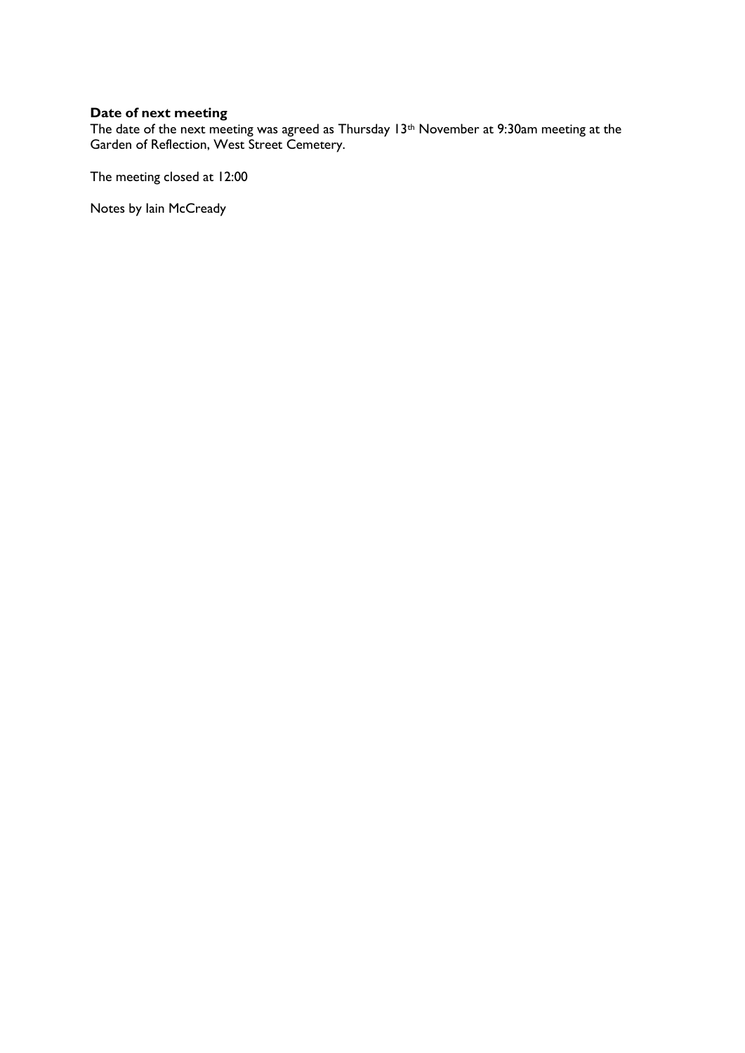**Date of next meeting**

The date of the next meeting was agreed as Thursday 13th November at 9:30am meeting at the Garden of Reflection, West Street Cemetery.

The meeting closed at 12:00

Notes by Iain McCready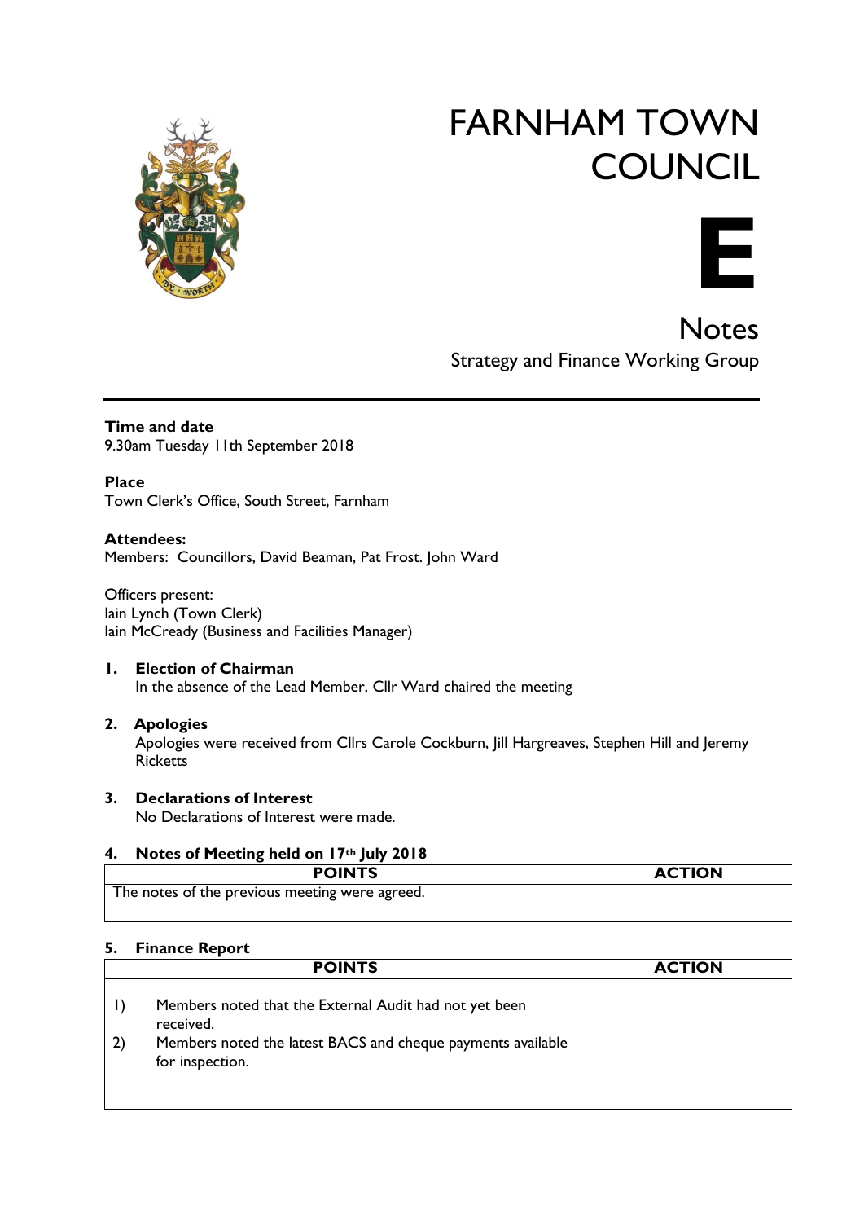# FARNHAM TOWN COUNCIL

# E

## Notes

### Strategy and Finance Working Group

**Time and date**
9.30am Tuesday 11th September 2018

**Place**
Town Clerk's Office, South Street, Farnham

**Attendees:**
Members: Councillors, David Beaman, Pat Frost. John Ward

Officers present:
Iain Lynch (Town Clerk)
Iain McCready (Business and Facilities Manager)

**1. Election of Chairman**
In the absence of the Lead Member, Cllr Ward chaired the meeting

**2. Apologies**
Apologies were received from Cllrs Carole Cockburn, Jill Hargreaves, Stephen Hill and Jeremy Ricketts

**3. Declarations of Interest**
No Declarations of Interest were made.

**4. Notes of Meeting held on 17th July 2018**

| POINTS | ACTION |
|---|---|
| The notes of the previous meeting were agreed. | |

**5. Finance Report**

| POINTS | ACTION |
|---|---|
| 1) Members noted that the External Audit had not yet been received.<br>2) Members noted the latest BACS and cheque payments available for inspection. | |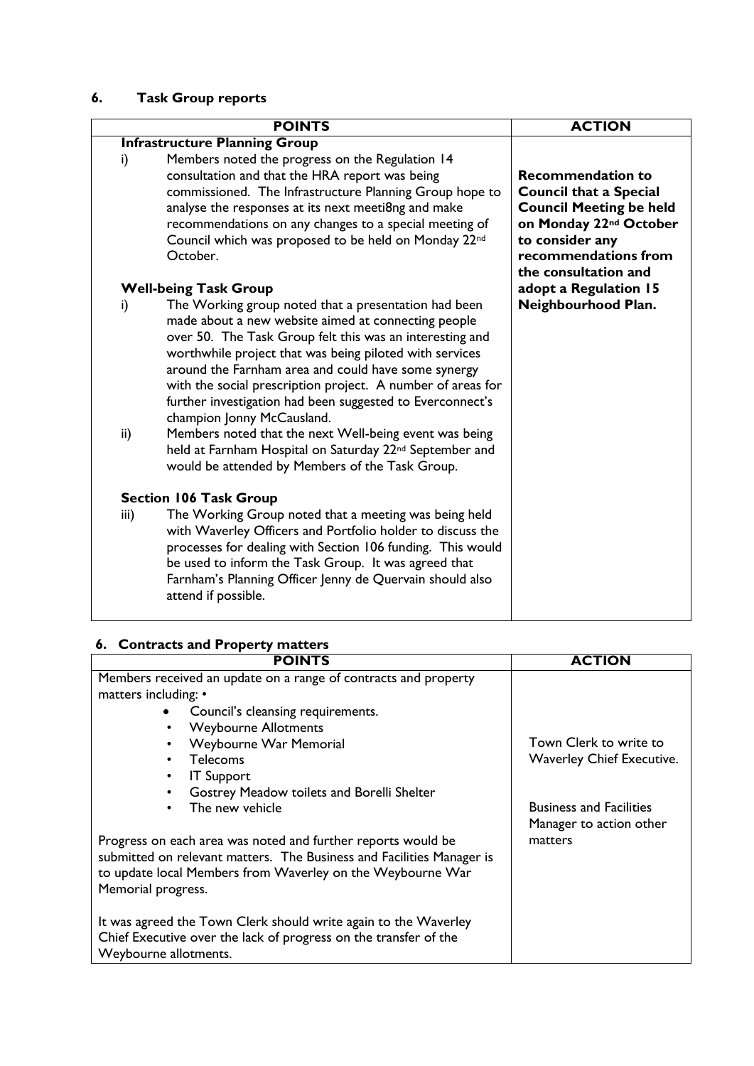## 6. Task Group reports

| POINTS | ACTION |
|---|---|
| **Infrastructure Planning Group**<br>i) Members noted the progress on the Regulation 14 consultation and that the HRA report was being commissioned. The Infrastructure Planning Group hope to analyse the responses at its next meeti8ng and make recommendations on any changes to a special meeting of Council which was proposed to be held on Monday 22nd October.<br><br>**Well-being Task Group**<br>i) The Working group noted that a presentation had been made about a new website aimed at connecting people over 50. The Task Group felt this was an interesting and worthwhile project that was being piloted with services around the Farnham area and could have some synergy with the social prescription project. A number of areas for further investigation had been suggested to Everconnect's champion Jonny McCausland.<br>ii) Members noted that the next Well-being event was being held at Farnham Hospital on Saturday 22nd September and would be attended by Members of the Task Group.<br><br>**Section 106 Task Group**<br>iii) The Working Group noted that a meeting was being held with Waverley Officers and Portfolio holder to discuss the processes for dealing with Section 106 funding. This would be used to inform the Task Group. It was agreed that Farnham's Planning Officer Jenny de Quervain should also attend if possible. | **Recommendation to Council that a Special Council Meeting be held on Monday 22nd October to consider any recommendations from the consultation and adopt a Regulation 15 Neighbourhood Plan.** |

## 6. Contracts and Property matters

| POINTS | ACTION |
|---|---|
| Members received an update on a range of contracts and property matters including: •<br>• Council's cleansing requirements.<br>• Weybourne Allotments<br>• Weybourne War Memorial<br>• Telecoms<br>• IT Support<br>• Gostrey Meadow toilets and Borelli Shelter<br>• The new vehicle<br><br>Progress on each area was noted and further reports would be submitted on relevant matters. The Business and Facilities Manager is to update local Members from Waverley on the Weybourne War Memorial progress.<br><br>It was agreed the Town Clerk should write again to the Waverley Chief Executive over the lack of progress on the transfer of the Weybourne allotments. | Town Clerk to write to Waverley Chief Executive.<br><br>Business and Facilities Manager to action other matters |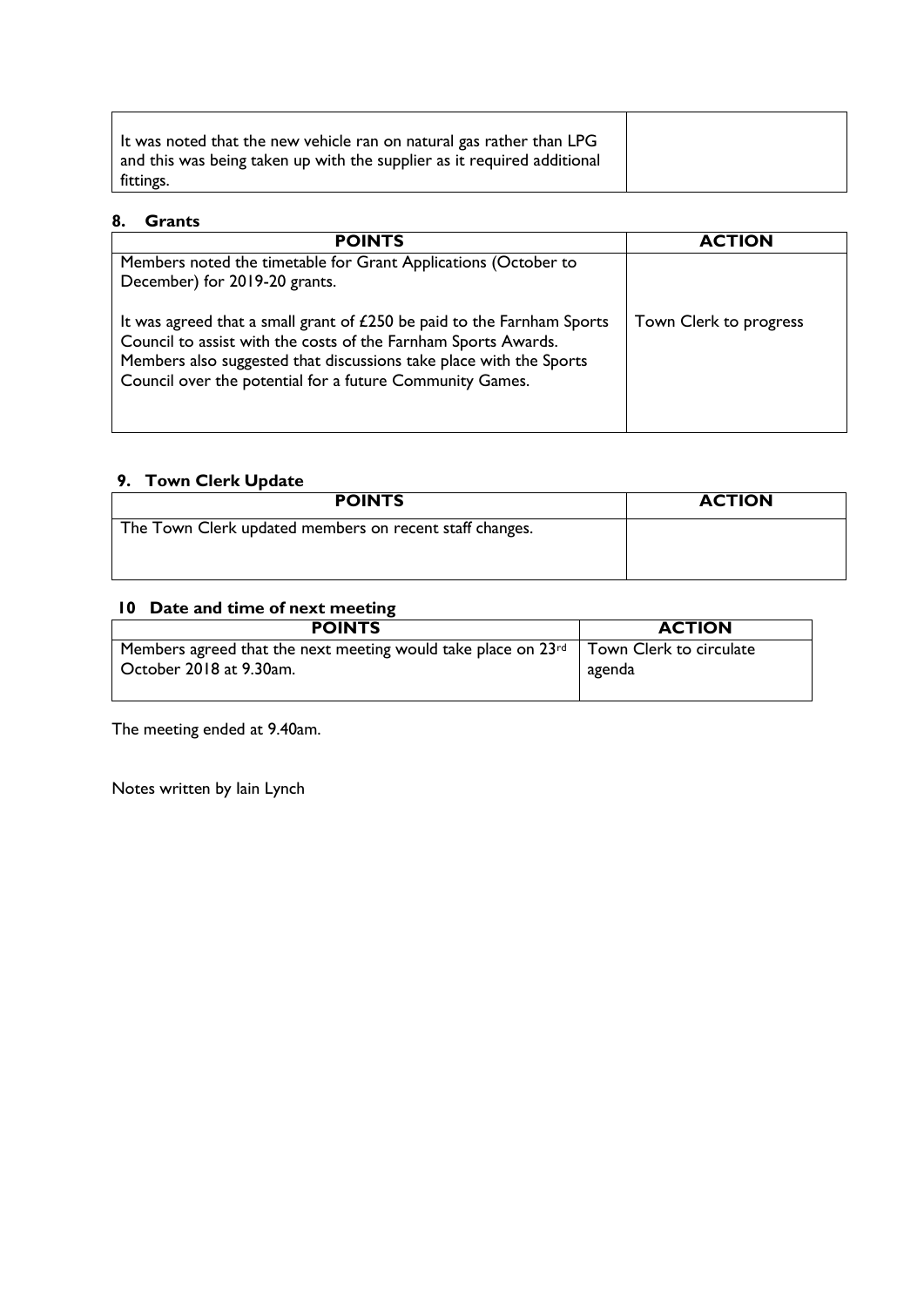| | |
|---|---|
| It was noted that the new vehicle ran on natural gas rather than LPG and this was being taken up with the supplier as it required additional fittings. | |

## 8. Grants

| POINTS | ACTION |
|---|---|
| Members noted the timetable for Grant Applications (October to December) for 2019-20 grants.<br><br>It was agreed that a small grant of £250 be paid to the Farnham Sports Council to assist with the costs of the Farnham Sports Awards. Members also suggested that discussions take place with the Sports Council over the potential for a future Community Games. | Town Clerk to progress |

## 9. Town Clerk Update

| POINTS | ACTION |
|---|---|
| The Town Clerk updated members on recent staff changes. | |

## 10 Date and time of next meeting

| POINTS | ACTION |
|---|---|
| Members agreed that the next meeting would take place on 23rd October 2018 at 9.30am. | Town Clerk to circulate agenda |

The meeting ended at 9.40am.

Notes written by Iain Lynch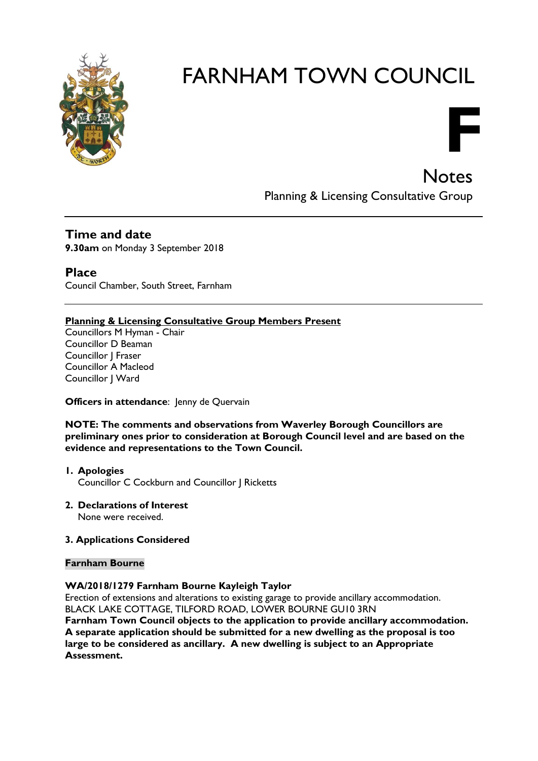# FARNHAM TOWN COUNCIL

**F**

## Notes

Planning & Licensing Consultative Group

---

## Time and date

**9.30am** on Monday 3 September 2018

## Place

Council Chamber, South Street, Farnham

---

**Planning & Licensing Consultative Group Members Present**

Councillors M Hyman - Chair
Councillor D Beaman
Councillor J Fraser
Councillor A Macleod
Councillor J Ward

**Officers in attendance**: Jenny de Quervain

**NOTE: The comments and observations from Waverley Borough Councillors are preliminary ones prior to consideration at Borough Council level and are based on the evidence and representations to the Town Council.**

1. **Apologies**
   Councillor C Cockburn and Councillor J Ricketts

2. **Declarations of Interest**
   None were received.

**3. Applications Considered**

**Farnham Bourne**

**WA/2018/1279 Farnham Bourne Kayleigh Taylor**
Erection of extensions and alterations to existing garage to provide ancillary accommodation.
BLACK LAKE COTTAGE, TILFORD ROAD, LOWER BOURNE GU10 3RN
**Farnham Town Council objects to the application to provide ancillary accommodation. A separate application should be submitted for a new dwelling as the proposal is too large to be considered as ancillary. A new dwelling is subject to an Appropriate Assessment.**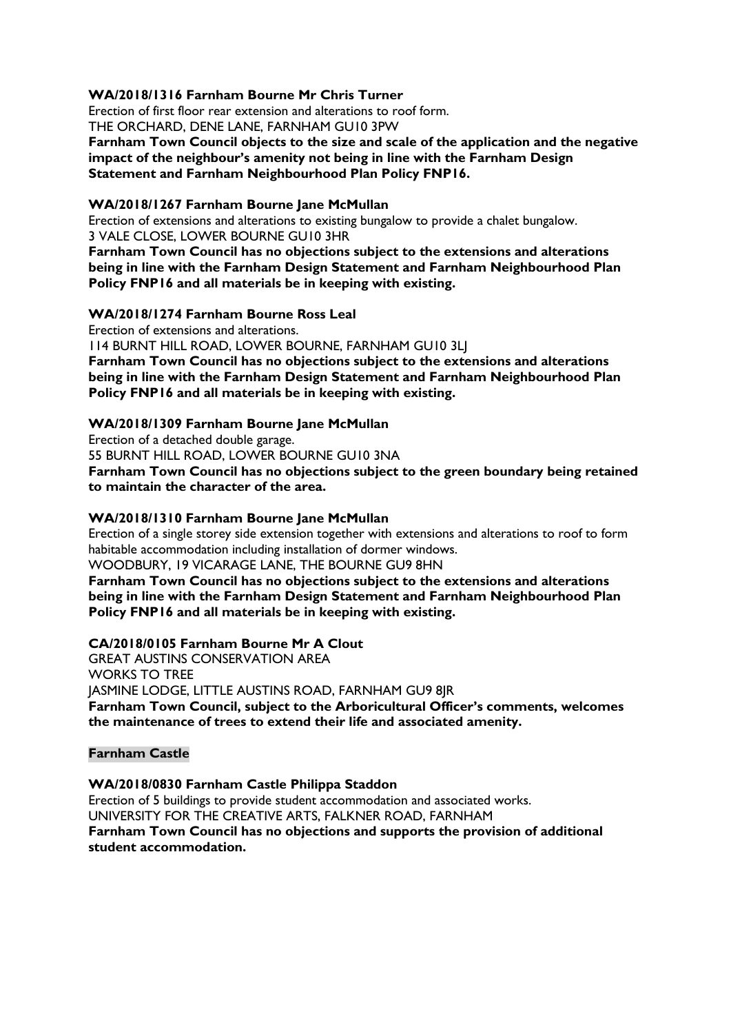**WA/2018/1316 Farnham Bourne Mr Chris Turner**

Erection of first floor rear extension and alterations to roof form.
THE ORCHARD, DENE LANE, FARNHAM GU10 3PW

**Farnham Town Council objects to the size and scale of the application and the negative impact of the neighbour's amenity not being in line with the Farnham Design Statement and Farnham Neighbourhood Plan Policy FNP16.**

**WA/2018/1267 Farnham Bourne Jane McMullan**

Erection of extensions and alterations to existing bungalow to provide a chalet bungalow.
3 VALE CLOSE, LOWER BOURNE GU10 3HR

**Farnham Town Council has no objections subject to the extensions and alterations being in line with the Farnham Design Statement and Farnham Neighbourhood Plan Policy FNP16 and all materials be in keeping with existing.**

**WA/2018/1274 Farnham Bourne Ross Leal**

Erection of extensions and alterations.
114 BURNT HILL ROAD, LOWER BOURNE, FARNHAM GU10 3LJ

**Farnham Town Council has no objections subject to the extensions and alterations being in line with the Farnham Design Statement and Farnham Neighbourhood Plan Policy FNP16 and all materials be in keeping with existing.**

**WA/2018/1309 Farnham Bourne Jane McMullan**

Erection of a detached double garage.
55 BURNT HILL ROAD, LOWER BOURNE GU10 3NA

**Farnham Town Council has no objections subject to the green boundary being retained to maintain the character of the area.**

**WA/2018/1310 Farnham Bourne Jane McMullan**

Erection of a single storey side extension together with extensions and alterations to roof to form habitable accommodation including installation of dormer windows.
WOODBURY, 19 VICARAGE LANE, THE BOURNE GU9 8HN

**Farnham Town Council has no objections subject to the extensions and alterations being in line with the Farnham Design Statement and Farnham Neighbourhood Plan Policy FNP16 and all materials be in keeping with existing.**

**CA/2018/0105 Farnham Bourne Mr A Clout**

GREAT AUSTINS CONSERVATION AREA
WORKS TO TREE
JASMINE LODGE, LITTLE AUSTINS ROAD, FARNHAM GU9 8JR

**Farnham Town Council, subject to the Arboricultural Officer's comments, welcomes the maintenance of trees to extend their life and associated amenity.**

**Farnham Castle**

**WA/2018/0830 Farnham Castle Philippa Staddon**

Erection of 5 buildings to provide student accommodation and associated works.
UNIVERSITY FOR THE CREATIVE ARTS, FALKNER ROAD, FARNHAM

**Farnham Town Council has no objections and supports the provision of additional student accommodation.**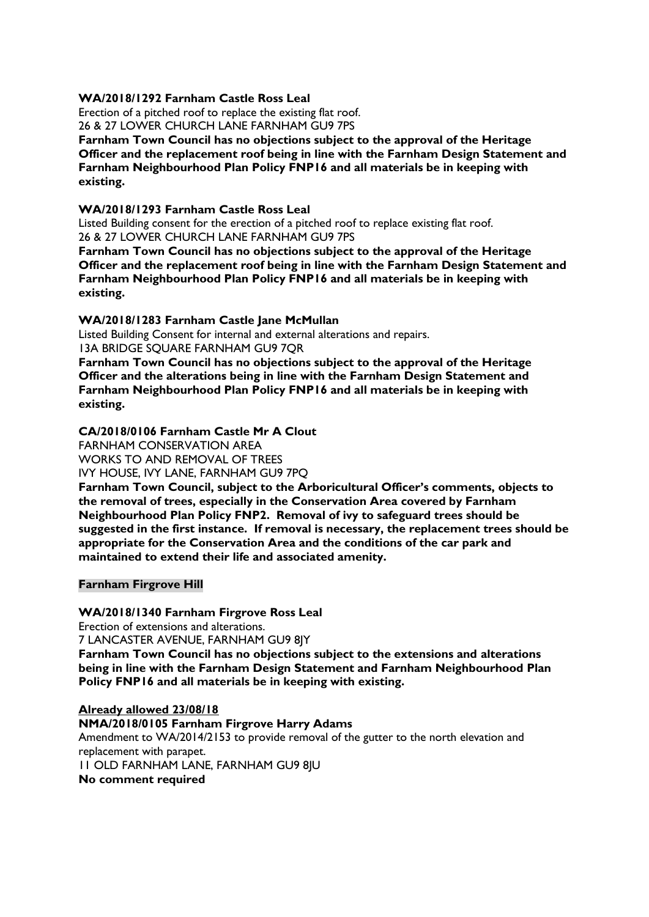**WA/2018/1292 Farnham Castle Ross Leal**

Erection of a pitched roof to replace the existing flat roof.

26 & 27 LOWER CHURCH LANE FARNHAM GU9 7PS

**Farnham Town Council has no objections subject to the approval of the Heritage Officer and the replacement roof being in line with the Farnham Design Statement and Farnham Neighbourhood Plan Policy FNP16 and all materials be in keeping with existing.**

**WA/2018/1293 Farnham Castle Ross Leal**

Listed Building consent for the erection of a pitched roof to replace existing flat roof.

26 & 27 LOWER CHURCH LANE FARNHAM GU9 7PS

**Farnham Town Council has no objections subject to the approval of the Heritage Officer and the replacement roof being in line with the Farnham Design Statement and Farnham Neighbourhood Plan Policy FNP16 and all materials be in keeping with existing.**

**WA/2018/1283 Farnham Castle Jane McMullan**

Listed Building Consent for internal and external alterations and repairs.

13A BRIDGE SQUARE FARNHAM GU9 7QR

**Farnham Town Council has no objections subject to the approval of the Heritage Officer and the alterations being in line with the Farnham Design Statement and Farnham Neighbourhood Plan Policy FNP16 and all materials be in keeping with existing.**

**CA/2018/0106 Farnham Castle Mr A Clout**

FARNHAM CONSERVATION AREA

WORKS TO AND REMOVAL OF TREES

IVY HOUSE, IVY LANE, FARNHAM GU9 7PQ

**Farnham Town Council, subject to the Arboricultural Officer's comments, objects to the removal of trees, especially in the Conservation Area covered by Farnham Neighbourhood Plan Policy FNP2. Removal of ivy to safeguard trees should be suggested in the first instance. If removal is necessary, the replacement trees should be appropriate for the Conservation Area and the conditions of the car park and maintained to extend their life and associated amenity.**

**Farnham Firgrove Hill**

**WA/2018/1340 Farnham Firgrove Ross Leal**

Erection of extensions and alterations.

7 LANCASTER AVENUE, FARNHAM GU9 8JY

**Farnham Town Council has no objections subject to the extensions and alterations being in line with the Farnham Design Statement and Farnham Neighbourhood Plan Policy FNP16 and all materials be in keeping with existing.**

**Already allowed 23/08/18**

**NMA/2018/0105 Farnham Firgrove Harry Adams**

Amendment to WA/2014/2153 to provide removal of the gutter to the north elevation and replacement with parapet.

11 OLD FARNHAM LANE, FARNHAM GU9 8JU

**No comment required**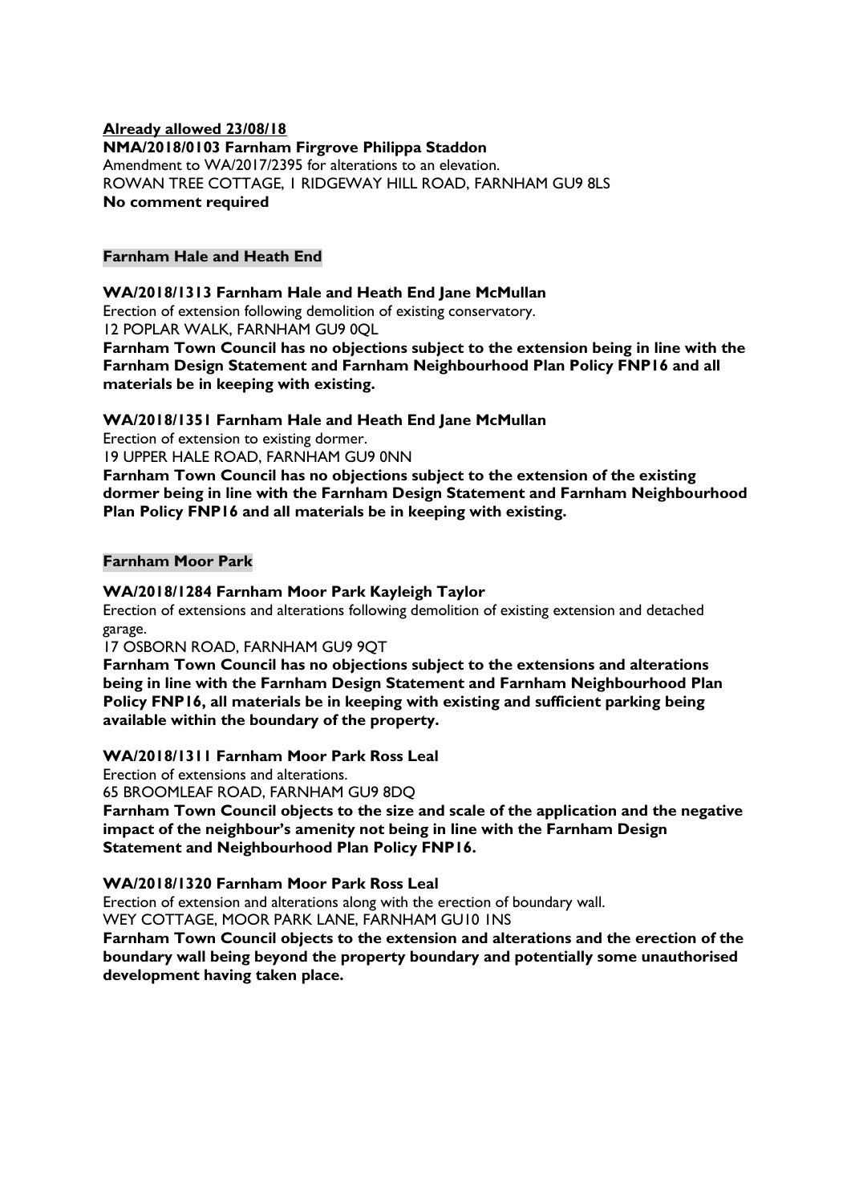**Already allowed 23/08/18**
**NMA/2018/0103 Farnham Firgrove Philippa Staddon**
Amendment to WA/2017/2395 for alterations to an elevation.
ROWAN TREE COTTAGE, 1 RIDGEWAY HILL ROAD, FARNHAM GU9 8LS
**No comment required**

## Farnham Hale and Heath End

**WA/2018/1313 Farnham Hale and Heath End Jane McMullan**
Erection of extension following demolition of existing conservatory.
12 POPLAR WALK, FARNHAM GU9 0QL
**Farnham Town Council has no objections subject to the extension being in line with the Farnham Design Statement and Farnham Neighbourhood Plan Policy FNP16 and all materials be in keeping with existing.**

**WA/2018/1351 Farnham Hale and Heath End Jane McMullan**
Erection of extension to existing dormer.
19 UPPER HALE ROAD, FARNHAM GU9 0NN
**Farnham Town Council has no objections subject to the extension of the existing dormer being in line with the Farnham Design Statement and Farnham Neighbourhood Plan Policy FNP16 and all materials be in keeping with existing.**

## Farnham Moor Park

**WA/2018/1284 Farnham Moor Park Kayleigh Taylor**
Erection of extensions and alterations following demolition of existing extension and detached garage.
17 OSBORN ROAD, FARNHAM GU9 9QT
**Farnham Town Council has no objections subject to the extensions and alterations being in line with the Farnham Design Statement and Farnham Neighbourhood Plan Policy FNP16, all materials be in keeping with existing and sufficient parking being available within the boundary of the property.**

**WA/2018/1311 Farnham Moor Park Ross Leal**
Erection of extensions and alterations.
65 BROOMLEAF ROAD, FARNHAM GU9 8DQ
**Farnham Town Council objects to the size and scale of the application and the negative impact of the neighbour's amenity not being in line with the Farnham Design Statement and Neighbourhood Plan Policy FNP16.**

**WA/2018/1320 Farnham Moor Park Ross Leal**
Erection of extension and alterations along with the erection of boundary wall.
WEY COTTAGE, MOOR PARK LANE, FARNHAM GU10 1NS
**Farnham Town Council objects to the extension and alterations and the erection of the boundary wall being beyond the property boundary and potentially some unauthorised development having taken place.**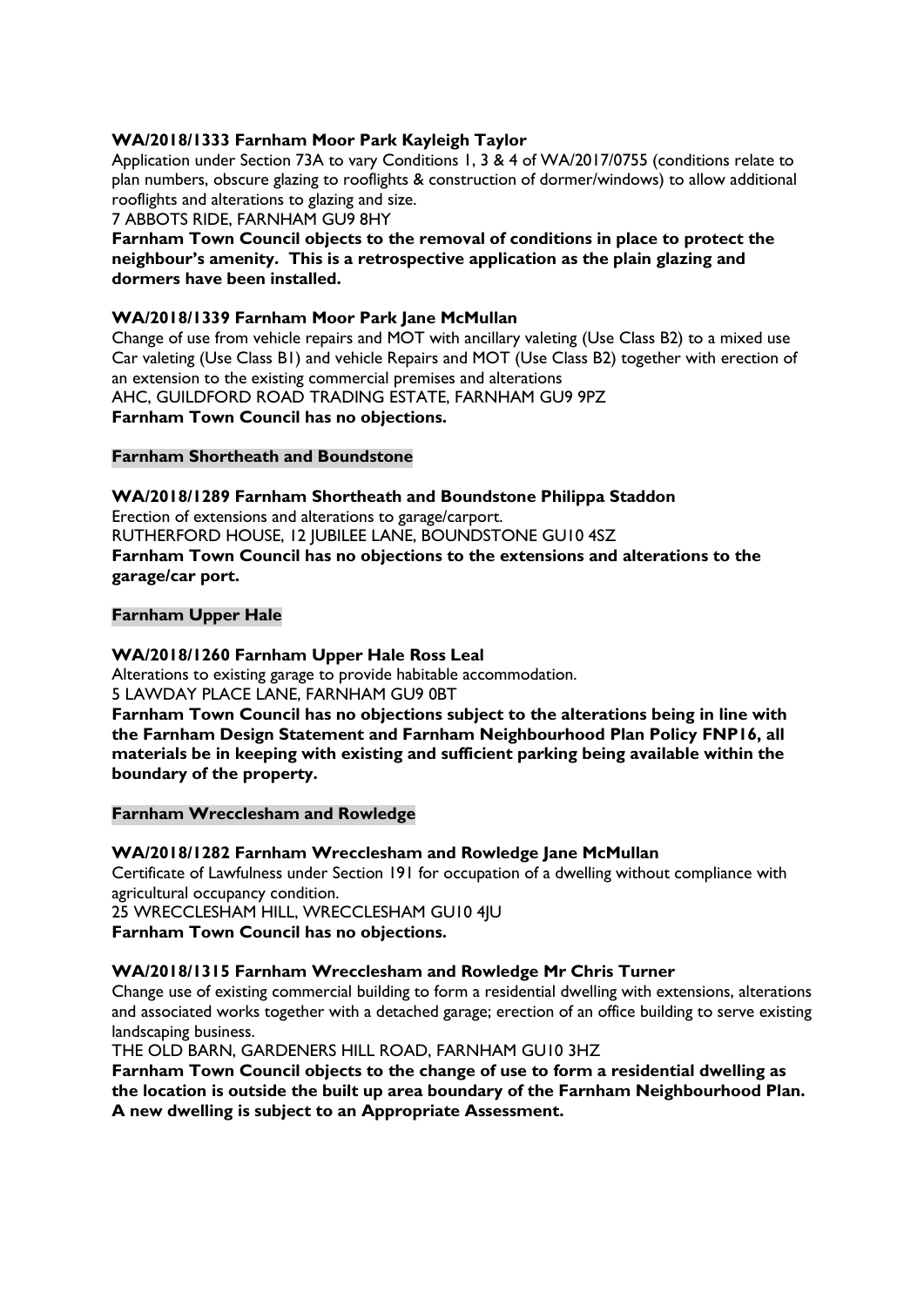**WA/2018/1333 Farnham Moor Park Kayleigh Taylor**

Application under Section 73A to vary Conditions 1, 3 & 4 of WA/2017/0755 (conditions relate to plan numbers, obscure glazing to rooflights & construction of dormer/windows) to allow additional rooflights and alterations to glazing and size.

7 ABBOTS RIDE, FARNHAM GU9 8HY

**Farnham Town Council objects to the removal of conditions in place to protect the neighbour's amenity. This is a retrospective application as the plain glazing and dormers have been installed.**

**WA/2018/1339 Farnham Moor Park Jane McMullan**

Change of use from vehicle repairs and MOT with ancillary valeting (Use Class B2) to a mixed use Car valeting (Use Class B1) and vehicle Repairs and MOT (Use Class B2) together with erection of an extension to the existing commercial premises and alterations

AHC, GUILDFORD ROAD TRADING ESTATE, FARNHAM GU9 9PZ

**Farnham Town Council has no objections.**

**Farnham Shortheath and Boundstone**

**WA/2018/1289 Farnham Shortheath and Boundstone Philippa Staddon**

Erection of extensions and alterations to garage/carport.

RUTHERFORD HOUSE, 12 JUBILEE LANE, BOUNDSTONE GU10 4SZ

**Farnham Town Council has no objections to the extensions and alterations to the garage/car port.**

**Farnham Upper Hale**

**WA/2018/1260 Farnham Upper Hale Ross Leal**

Alterations to existing garage to provide habitable accommodation.

5 LAWDAY PLACE LANE, FARNHAM GU9 0BT

**Farnham Town Council has no objections subject to the alterations being in line with the Farnham Design Statement and Farnham Neighbourhood Plan Policy FNP16, all materials be in keeping with existing and sufficient parking being available within the boundary of the property.**

**Farnham Wrecclesham and Rowledge**

**WA/2018/1282 Farnham Wrecclesham and Rowledge Jane McMullan**

Certificate of Lawfulness under Section 191 for occupation of a dwelling without compliance with agricultural occupancy condition.

25 WRECCLESHAM HILL, WRECCLESHAM GU10 4JU

**Farnham Town Council has no objections.**

**WA/2018/1315 Farnham Wrecclesham and Rowledge Mr Chris Turner**

Change use of existing commercial building to form a residential dwelling with extensions, alterations and associated works together with a detached garage; erection of an office building to serve existing landscaping business.

THE OLD BARN, GARDENERS HILL ROAD, FARNHAM GU10 3HZ

**Farnham Town Council objects to the change of use to form a residential dwelling as the location is outside the built up area boundary of the Farnham Neighbourhood Plan. A new dwelling is subject to an Appropriate Assessment.**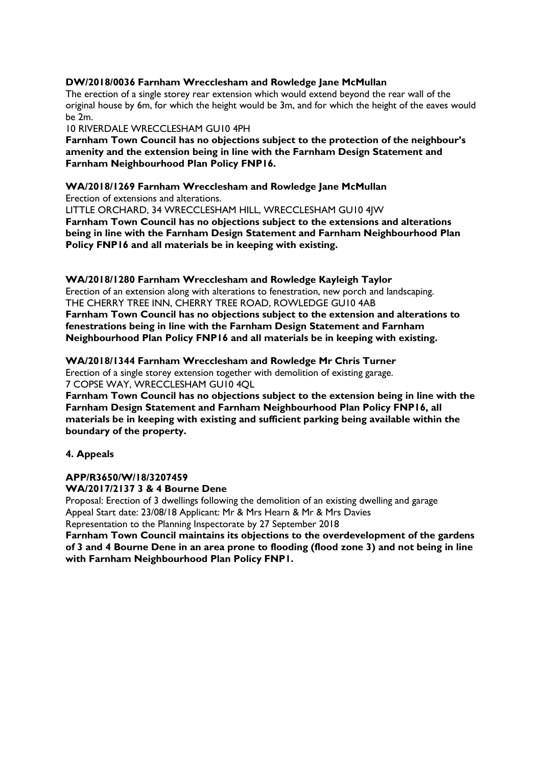**DW/2018/0036 Farnham Wrecclesham and Rowledge Jane McMullan**

The erection of a single storey rear extension which would extend beyond the rear wall of the original house by 6m, for which the height would be 3m, and for which the height of the eaves would be 2m.

10 RIVERDALE WRECCLESHAM GU10 4PH

**Farnham Town Council has no objections subject to the protection of the neighbour's amenity and the extension being in line with the Farnham Design Statement and Farnham Neighbourhood Plan Policy FNP16.**

**WA/2018/1269 Farnham Wrecclesham and Rowledge Jane McMullan**

Erection of extensions and alterations.

LITTLE ORCHARD, 34 WRECCLESHAM HILL, WRECCLESHAM GU10 4JW

**Farnham Town Council has no objections subject to the extensions and alterations being in line with the Farnham Design Statement and Farnham Neighbourhood Plan Policy FNP16 and all materials be in keeping with existing.**

**WA/2018/1280 Farnham Wrecclesham and Rowledge Kayleigh Taylor**

Erection of an extension along with alterations to fenestration, new porch and landscaping.

THE CHERRY TREE INN, CHERRY TREE ROAD, ROWLEDGE GU10 4AB

**Farnham Town Council has no objections subject to the extension and alterations to fenestrations being in line with the Farnham Design Statement and Farnham Neighbourhood Plan Policy FNP16 and all materials be in keeping with existing.**

**WA/2018/1344 Farnham Wrecclesham and Rowledge Mr Chris Turner**

Erection of a single storey extension together with demolition of existing garage.

7 COPSE WAY, WRECCLESHAM GU10 4QL

**Farnham Town Council has no objections subject to the extension being in line with the Farnham Design Statement and Farnham Neighbourhood Plan Policy FNP16, all materials be in keeping with existing and sufficient parking being available within the boundary of the property.**

**4. Appeals**

**APP/R3650/W/18/3207459**

**WA/2017/2137 3 & 4 Bourne Dene**

Proposal: Erection of 3 dwellings following the demolition of an existing dwelling and garage

Appeal Start date: 23/08/18 Applicant: Mr & Mrs Hearn & Mr & Mrs Davies

Representation to the Planning Inspectorate by 27 September 2018

**Farnham Town Council maintains its objections to the overdevelopment of the gardens of 3 and 4 Bourne Dene in an area prone to flooding (flood zone 3) and not being in line with Farnham Neighbourhood Plan Policy FNP1.**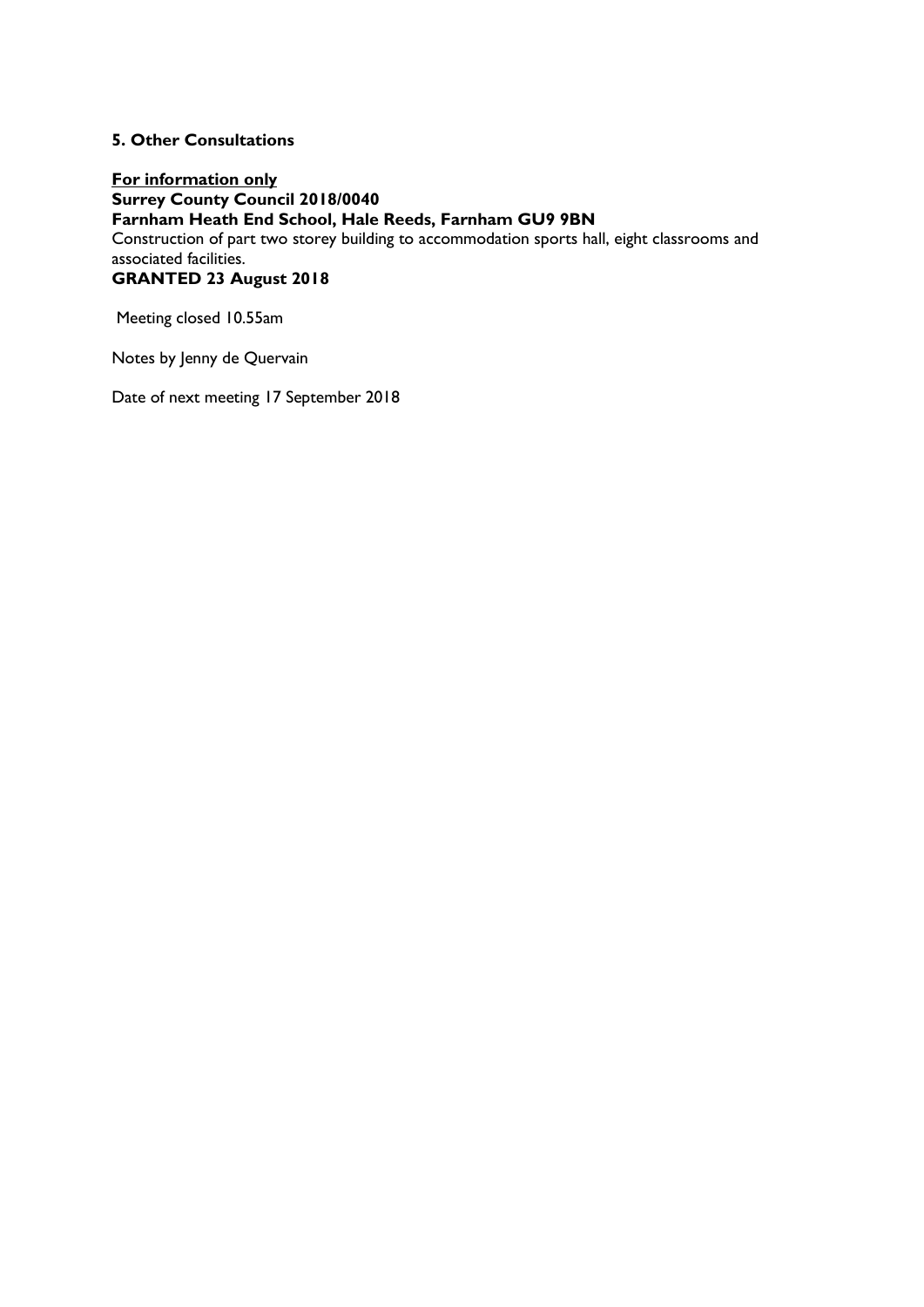### 5. Other Consultations

**For information only**

**Surrey County Council 2018/0040**

**Farnham Heath End School, Hale Reeds, Farnham GU9 9BN**

Construction of part two storey building to accommodation sports hall, eight classrooms and associated facilities.

**GRANTED 23 August 2018**

Meeting closed 10.55am

Notes by Jenny de Quervain

Date of next meeting 17 September 2018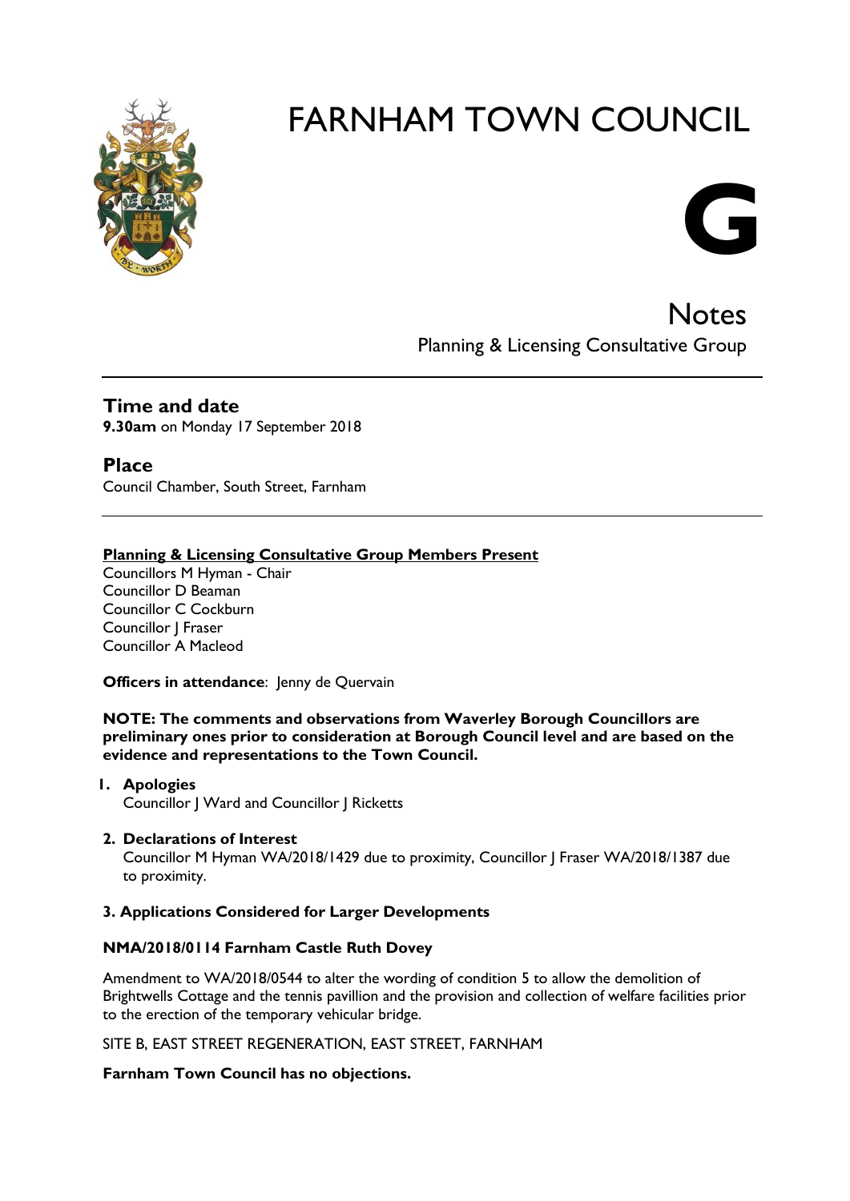# FARNHAM TOWN COUNCIL

**G**

## Notes

Planning & Licensing Consultative Group

---

### Time and date

**9.30am** on Monday 17 September 2018

### Place

Council Chamber, South Street, Farnham

---

**Planning & Licensing Consultative Group Members Present**

Councillors M Hyman - Chair
Councillor D Beaman
Councillor C Cockburn
Councillor J Fraser
Councillor A Macleod

**Officers in attendance**: Jenny de Quervain

**NOTE: The comments and observations from Waverley Borough Councillors are preliminary ones prior to consideration at Borough Council level and are based on the evidence and representations to the Town Council.**

1. **Apologies**
   Councillor J Ward and Councillor J Ricketts

2. **Declarations of Interest**
   Councillor M Hyman WA/2018/1429 due to proximity, Councillor J Fraser WA/2018/1387 due to proximity.

**3. Applications Considered for Larger Developments**

**NMA/2018/0114 Farnham Castle Ruth Dovey**

Amendment to WA/2018/0544 to alter the wording of condition 5 to allow the demolition of Brightwells Cottage and the tennis pavillion and the provision and collection of welfare facilities prior to the erection of the temporary vehicular bridge.

SITE B, EAST STREET REGENERATION, EAST STREET, FARNHAM

**Farnham Town Council has no objections.**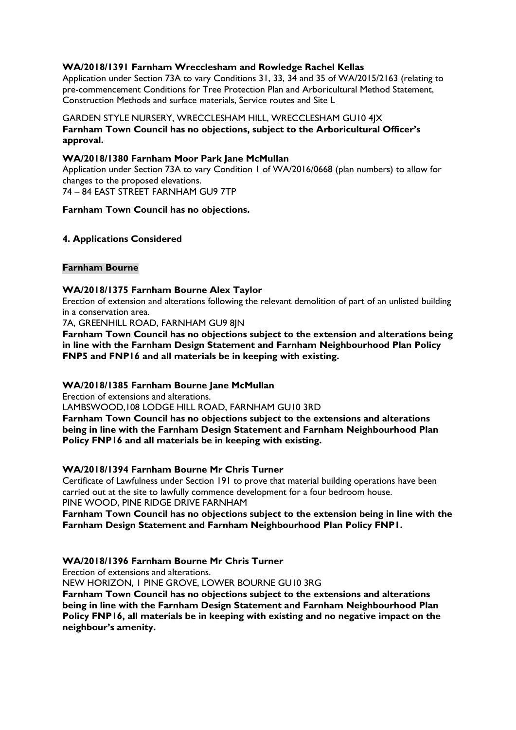**WA/2018/1391 Farnham Wrecclesham and Rowledge Rachel Kellas**

Application under Section 73A to vary Conditions 31, 33, 34 and 35 of WA/2015/2163 (relating to pre-commencement Conditions for Tree Protection Plan and Arboricultural Method Statement, Construction Methods and surface materials, Service routes and Site L

GARDEN STYLE NURSERY, WRECCLESHAM HILL, WRECCLESHAM GU10 4JX

**Farnham Town Council has no objections, subject to the Arboricultural Officer's approval.**

**WA/2018/1380 Farnham Moor Park Jane McMullan**

Application under Section 73A to vary Condition 1 of WA/2016/0668 (plan numbers) to allow for changes to the proposed elevations.

74 – 84 EAST STREET FARNHAM GU9 7TP

**Farnham Town Council has no objections.**

**4. Applications Considered**

**Farnham Bourne**

**WA/2018/1375 Farnham Bourne Alex Taylor**

Erection of extension and alterations following the relevant demolition of part of an unlisted building in a conservation area.

7A, GREENHILL ROAD, FARNHAM GU9 8JN

**Farnham Town Council has no objections subject to the extension and alterations being in line with the Farnham Design Statement and Farnham Neighbourhood Plan Policy FNP5 and FNP16 and all materials be in keeping with existing.**

**WA/2018/1385 Farnham Bourne Jane McMullan**

Erection of extensions and alterations.

LAMBSWOOD,108 LODGE HILL ROAD, FARNHAM GU10 3RD

**Farnham Town Council has no objections subject to the extensions and alterations being in line with the Farnham Design Statement and Farnham Neighbourhood Plan Policy FNP16 and all materials be in keeping with existing.**

**WA/2018/1394 Farnham Bourne Mr Chris Turner**

Certificate of Lawfulness under Section 191 to prove that material building operations have been carried out at the site to lawfully commence development for a four bedroom house.

PINE WOOD, PINE RIDGE DRIVE FARNHAM

**Farnham Town Council has no objections subject to the extension being in line with the Farnham Design Statement and Farnham Neighbourhood Plan Policy FNP1.**

**WA/2018/1396 Farnham Bourne Mr Chris Turner**

Erection of extensions and alterations.

NEW HORIZON, 1 PINE GROVE, LOWER BOURNE GU10 3RG

**Farnham Town Council has no objections subject to the extensions and alterations being in line with the Farnham Design Statement and Farnham Neighbourhood Plan Policy FNP16, all materials be in keeping with existing and no negative impact on the neighbour's amenity.**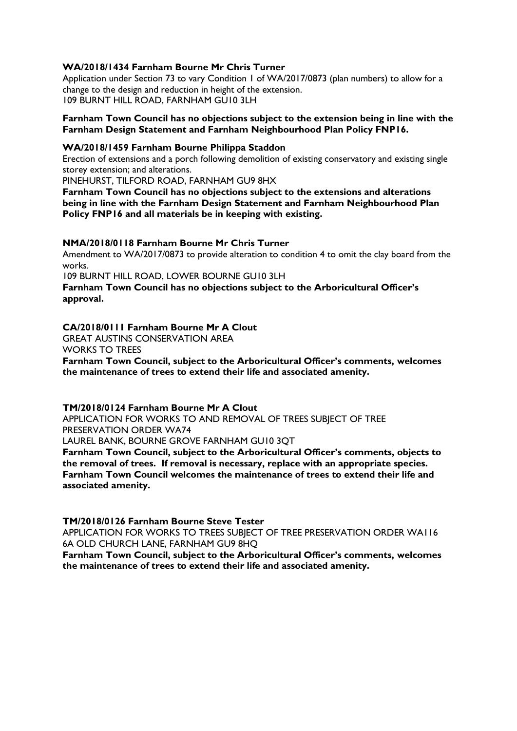**WA/2018/1434 Farnham Bourne Mr Chris Turner**

Application under Section 73 to vary Condition 1 of WA/2017/0873 (plan numbers) to allow for a change to the design and reduction in height of the extension.
109 BURNT HILL ROAD, FARNHAM GU10 3LH

**Farnham Town Council has no objections subject to the extension being in line with the Farnham Design Statement and Farnham Neighbourhood Plan Policy FNP16.**

**WA/2018/1459 Farnham Bourne Philippa Staddon**

Erection of extensions and a porch following demolition of existing conservatory and existing single storey extension; and alterations.
PINEHURST, TILFORD ROAD, FARNHAM GU9 8HX

**Farnham Town Council has no objections subject to the extensions and alterations being in line with the Farnham Design Statement and Farnham Neighbourhood Plan Policy FNP16 and all materials be in keeping with existing.**

**NMA/2018/0118 Farnham Bourne Mr Chris Turner**

Amendment to WA/2017/0873 to provide alteration to condition 4 to omit the clay board from the works.
109 BURNT HILL ROAD, LOWER BOURNE GU10 3LH

**Farnham Town Council has no objections subject to the Arboricultural Officer's approval.**

**CA/2018/0111 Farnham Bourne Mr A Clout**

GREAT AUSTINS CONSERVATION AREA
WORKS TO TREES

**Farnham Town Council, subject to the Arboricultural Officer's comments, welcomes the maintenance of trees to extend their life and associated amenity.**

**TM/2018/0124 Farnham Bourne Mr A Clout**

APPLICATION FOR WORKS TO AND REMOVAL OF TREES SUBJECT OF TREE PRESERVATION ORDER WA74
LAUREL BANK, BOURNE GROVE FARNHAM GU10 3QT

**Farnham Town Council, subject to the Arboricultural Officer's comments, objects to the removal of trees. If removal is necessary, replace with an appropriate species. Farnham Town Council welcomes the maintenance of trees to extend their life and associated amenity.**

**TM/2018/0126 Farnham Bourne Steve Tester**

APPLICATION FOR WORKS TO TREES SUBJECT OF TREE PRESERVATION ORDER WA116
6A OLD CHURCH LANE, FARNHAM GU9 8HQ

**Farnham Town Council, subject to the Arboricultural Officer's comments, welcomes the maintenance of trees to extend their life and associated amenity.**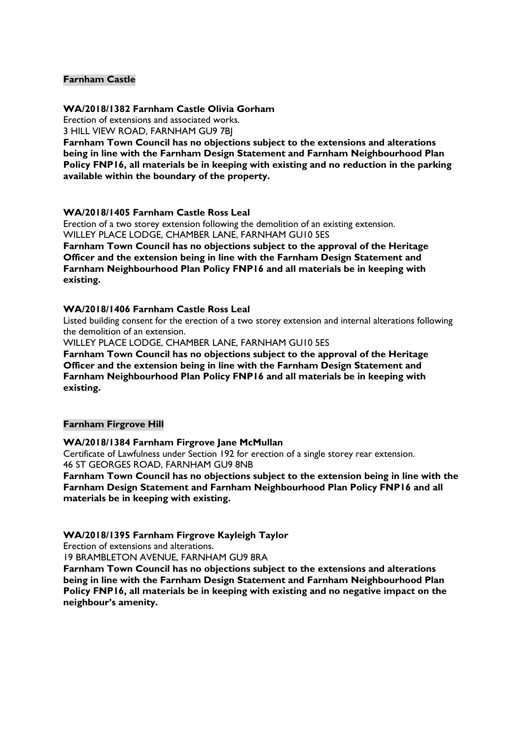**Farnham Castle**

**WA/2018/1382 Farnham Castle Olivia Gorham**

Erection of extensions and associated works.

3 HILL VIEW ROAD, FARNHAM GU9 7BJ

**Farnham Town Council has no objections subject to the extensions and alterations being in line with the Farnham Design Statement and Farnham Neighbourhood Plan Policy FNP16, all materials be in keeping with existing and no reduction in the parking available within the boundary of the property.**

**WA/2018/1405 Farnham Castle Ross Leal**

Erection of a two storey extension following the demolition of an existing extension.

WILLEY PLACE LODGE, CHAMBER LANE, FARNHAM GU10 5ES

**Farnham Town Council has no objections subject to the approval of the Heritage Officer and the extension being in line with the Farnham Design Statement and Farnham Neighbourhood Plan Policy FNP16 and all materials be in keeping with existing.**

**WA/2018/1406 Farnham Castle Ross Leal**

Listed building consent for the erection of a two storey extension and internal alterations following the demolition of an extension.

WILLEY PLACE LODGE, CHAMBER LANE, FARNHAM GU10 5ES

**Farnham Town Council has no objections subject to the approval of the Heritage Officer and the extension being in line with the Farnham Design Statement and Farnham Neighbourhood Plan Policy FNP16 and all materials be in keeping with existing.**

**Farnham Firgrove Hill**

**WA/2018/1384 Farnham Firgrove Jane McMullan**

Certificate of Lawfulness under Section 192 for erection of a single storey rear extension.

46 ST GEORGES ROAD, FARNHAM GU9 8NB

**Farnham Town Council has no objections subject to the extension being in line with the Farnham Design Statement and Farnham Neighbourhood Plan Policy FNP16 and all materials be in keeping with existing.**

**WA/2018/1395 Farnham Firgrove Kayleigh Taylor**

Erection of extensions and alterations.

19 BRAMBLETON AVENUE, FARNHAM GU9 8RA

**Farnham Town Council has no objections subject to the extensions and alterations being in line with the Farnham Design Statement and Farnham Neighbourhood Plan Policy FNP16, all materials be in keeping with existing and no negative impact on the neighbour's amenity.**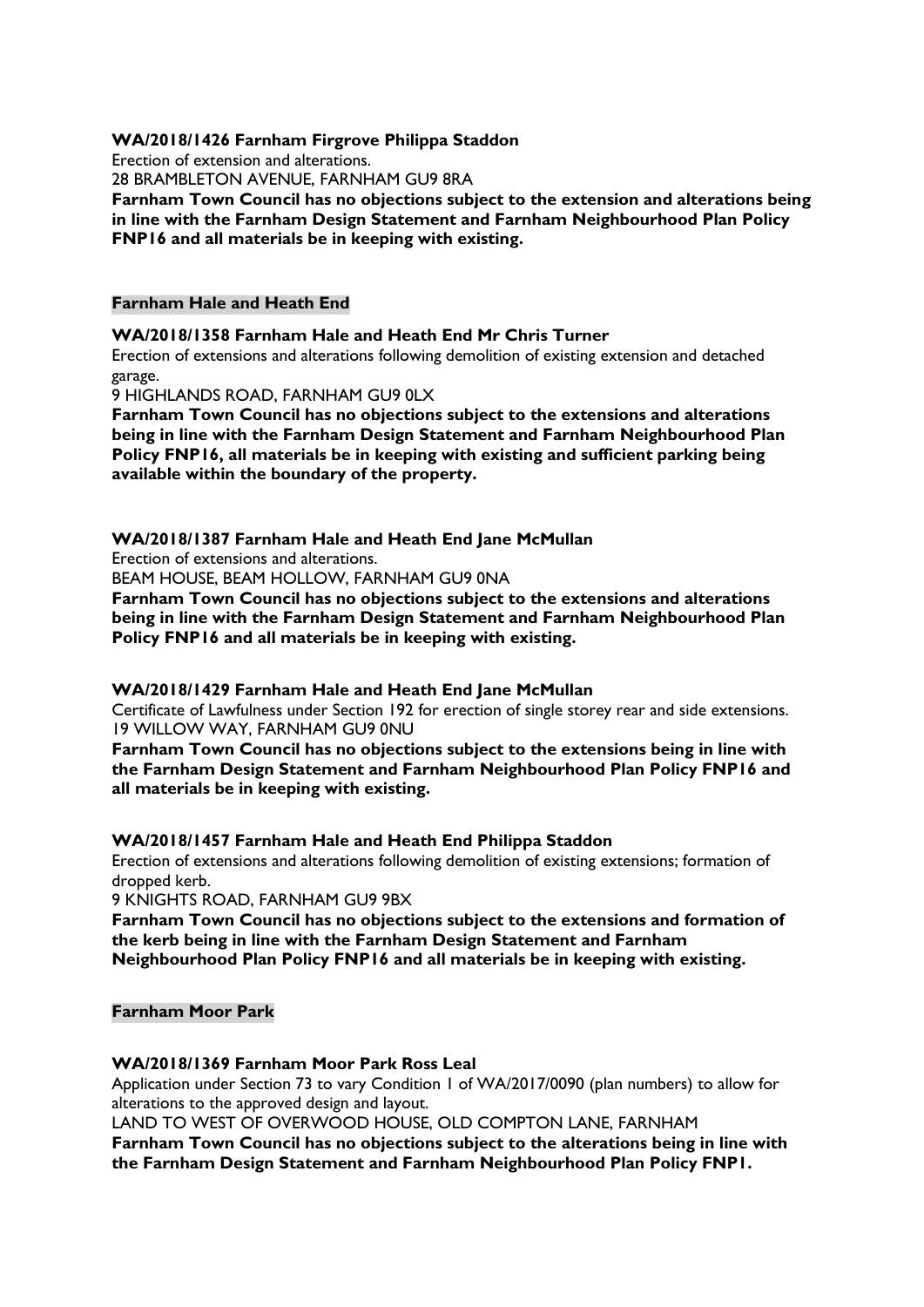**WA/2018/1426 Farnham Firgrove Philippa Staddon**

Erection of extension and alterations.

28 BRAMBLETON AVENUE, FARNHAM GU9 8RA

**Farnham Town Council has no objections subject to the extension and alterations being in line with the Farnham Design Statement and Farnham Neighbourhood Plan Policy FNP16 and all materials be in keeping with existing.**

## Farnham Hale and Heath End

**WA/2018/1358 Farnham Hale and Heath End Mr Chris Turner**

Erection of extensions and alterations following demolition of existing extension and detached garage.

9 HIGHLANDS ROAD, FARNHAM GU9 0LX

**Farnham Town Council has no objections subject to the extensions and alterations being in line with the Farnham Design Statement and Farnham Neighbourhood Plan Policy FNP16, all materials be in keeping with existing and sufficient parking being available within the boundary of the property.**

**WA/2018/1387 Farnham Hale and Heath End Jane McMullan**

Erection of extensions and alterations.

BEAM HOUSE, BEAM HOLLOW, FARNHAM GU9 0NA

**Farnham Town Council has no objections subject to the extensions and alterations being in line with the Farnham Design Statement and Farnham Neighbourhood Plan Policy FNP16 and all materials be in keeping with existing.**

**WA/2018/1429 Farnham Hale and Heath End Jane McMullan**

Certificate of Lawfulness under Section 192 for erection of single storey rear and side extensions.

19 WILLOW WAY, FARNHAM GU9 0NU

**Farnham Town Council has no objections subject to the extensions being in line with the Farnham Design Statement and Farnham Neighbourhood Plan Policy FNP16 and all materials be in keeping with existing.**

**WA/2018/1457 Farnham Hale and Heath End Philippa Staddon**

Erection of extensions and alterations following demolition of existing extensions; formation of dropped kerb.

9 KNIGHTS ROAD, FARNHAM GU9 9BX

**Farnham Town Council has no objections subject to the extensions and formation of the kerb being in line with the Farnham Design Statement and Farnham Neighbourhood Plan Policy FNP16 and all materials be in keeping with existing.**

## Farnham Moor Park

**WA/2018/1369 Farnham Moor Park Ross Leal**

Application under Section 73 to vary Condition 1 of WA/2017/0090 (plan numbers) to allow for alterations to the approved design and layout.

LAND TO WEST OF OVERWOOD HOUSE, OLD COMPTON LANE, FARNHAM

**Farnham Town Council has no objections subject to the alterations being in line with the Farnham Design Statement and Farnham Neighbourhood Plan Policy FNP1.**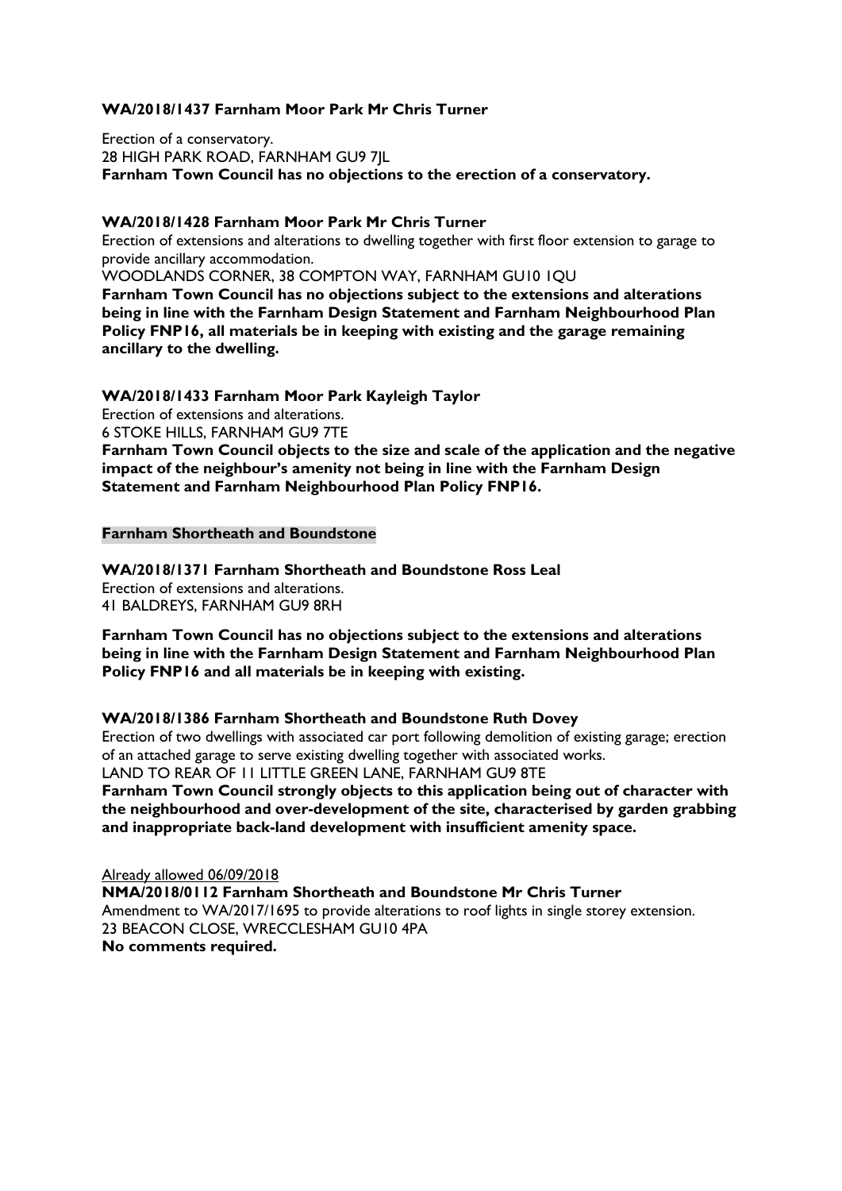**WA/2018/1437 Farnham Moor Park Mr Chris Turner**

Erection of a conservatory.
28 HIGH PARK ROAD, FARNHAM GU9 7JL
**Farnham Town Council has no objections to the erection of a conservatory.**

**WA/2018/1428 Farnham Moor Park Mr Chris Turner**
Erection of extensions and alterations to dwelling together with first floor extension to garage to provide ancillary accommodation.
WOODLANDS CORNER, 38 COMPTON WAY, FARNHAM GU10 1QU
**Farnham Town Council has no objections subject to the extensions and alterations being in line with the Farnham Design Statement and Farnham Neighbourhood Plan Policy FNP16, all materials be in keeping with existing and the garage remaining ancillary to the dwelling.**

**WA/2018/1433 Farnham Moor Park Kayleigh Taylor**
Erection of extensions and alterations.
6 STOKE HILLS, FARNHAM GU9 7TE
**Farnham Town Council objects to the size and scale of the application and the negative impact of the neighbour's amenity not being in line with the Farnham Design Statement and Farnham Neighbourhood Plan Policy FNP16.**

**Farnham Shortheath and Boundstone**

**WA/2018/1371 Farnham Shortheath and Boundstone Ross Leal**
Erection of extensions and alterations.
41 BALDREYS, FARNHAM GU9 8RH

**Farnham Town Council has no objections subject to the extensions and alterations being in line with the Farnham Design Statement and Farnham Neighbourhood Plan Policy FNP16 and all materials be in keeping with existing.**

**WA/2018/1386 Farnham Shortheath and Boundstone Ruth Dovey**
Erection of two dwellings with associated car port following demolition of existing garage; erection of an attached garage to serve existing dwelling together with associated works.
LAND TO REAR OF 11 LITTLE GREEN LANE, FARNHAM GU9 8TE
**Farnham Town Council strongly objects to this application being out of character with the neighbourhood and over-development of the site, characterised by garden grabbing and inappropriate back-land development with insufficient amenity space.**

Already allowed 06/09/2018
**NMA/2018/0112 Farnham Shortheath and Boundstone Mr Chris Turner**
Amendment to WA/2017/1695 to provide alterations to roof lights in single storey extension.
23 BEACON CLOSE, WRECCLESHAM GU10 4PA
**No comments required.**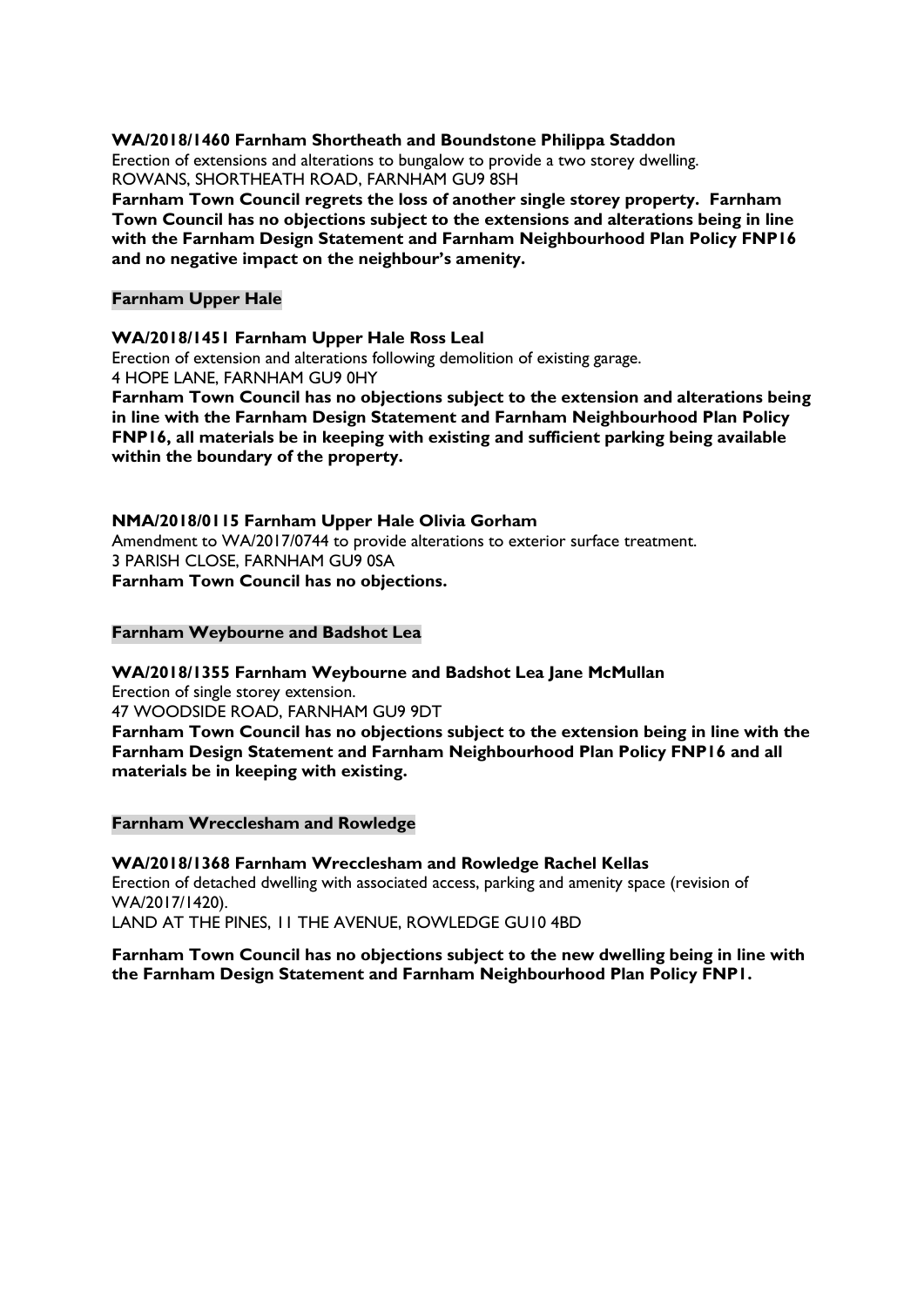**WA/2018/1460 Farnham Shortheath and Boundstone Philippa Staddon**
Erection of extensions and alterations to bungalow to provide a two storey dwelling.
ROWANS, SHORTHEATH ROAD, FARNHAM GU9 8SH
**Farnham Town Council regrets the loss of another single storey property. Farnham Town Council has no objections subject to the extensions and alterations being in line with the Farnham Design Statement and Farnham Neighbourhood Plan Policy FNP16 and no negative impact on the neighbour's amenity.**

**Farnham Upper Hale**

**WA/2018/1451 Farnham Upper Hale Ross Leal**
Erection of extension and alterations following demolition of existing garage.
4 HOPE LANE, FARNHAM GU9 0HY
**Farnham Town Council has no objections subject to the extension and alterations being in line with the Farnham Design Statement and Farnham Neighbourhood Plan Policy FNP16, all materials be in keeping with existing and sufficient parking being available within the boundary of the property.**

**NMA/2018/0115 Farnham Upper Hale Olivia Gorham**
Amendment to WA/2017/0744 to provide alterations to exterior surface treatment.
3 PARISH CLOSE, FARNHAM GU9 0SA
**Farnham Town Council has no objections.**

**Farnham Weybourne and Badshot Lea**

**WA/2018/1355 Farnham Weybourne and Badshot Lea Jane McMullan**
Erection of single storey extension.
47 WOODSIDE ROAD, FARNHAM GU9 9DT
**Farnham Town Council has no objections subject to the extension being in line with the Farnham Design Statement and Farnham Neighbourhood Plan Policy FNP16 and all materials be in keeping with existing.**

**Farnham Wrecclesham and Rowledge**

**WA/2018/1368 Farnham Wrecclesham and Rowledge Rachel Kellas**
Erection of detached dwelling with associated access, parking and amenity space (revision of WA/2017/1420).
LAND AT THE PINES, 11 THE AVENUE, ROWLEDGE GU10 4BD

**Farnham Town Council has no objections subject to the new dwelling being in line with the Farnham Design Statement and Farnham Neighbourhood Plan Policy FNP1.**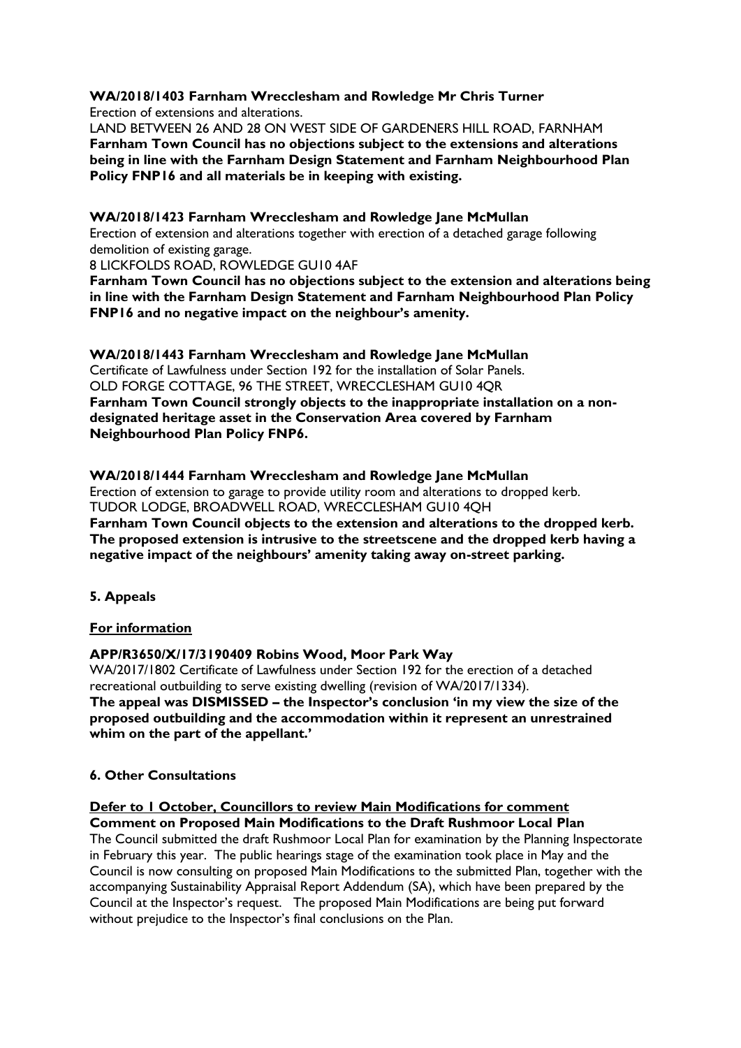**WA/2018/1403 Farnham Wrecclesham and Rowledge Mr Chris Turner**

Erection of extensions and alterations.

LAND BETWEEN 26 AND 28 ON WEST SIDE OF GARDENERS HILL ROAD, FARNHAM

**Farnham Town Council has no objections subject to the extensions and alterations being in line with the Farnham Design Statement and Farnham Neighbourhood Plan Policy FNP16 and all materials be in keeping with existing.**

**WA/2018/1423 Farnham Wrecclesham and Rowledge Jane McMullan**

Erection of extension and alterations together with erection of a detached garage following demolition of existing garage.

8 LICKFOLDS ROAD, ROWLEDGE GU10 4AF

**Farnham Town Council has no objections subject to the extension and alterations being in line with the Farnham Design Statement and Farnham Neighbourhood Plan Policy FNP16 and no negative impact on the neighbour's amenity.**

**WA/2018/1443 Farnham Wrecclesham and Rowledge Jane McMullan**

Certificate of Lawfulness under Section 192 for the installation of Solar Panels.

OLD FORGE COTTAGE, 96 THE STREET, WRECCLESHAM GU10 4QR

**Farnham Town Council strongly objects to the inappropriate installation on a non-designated heritage asset in the Conservation Area covered by Farnham Neighbourhood Plan Policy FNP6.**

**WA/2018/1444 Farnham Wrecclesham and Rowledge Jane McMullan**

Erection of extension to garage to provide utility room and alterations to dropped kerb.

TUDOR LODGE, BROADWELL ROAD, WRECCLESHAM GU10 4QH

**Farnham Town Council objects to the extension and alterations to the dropped kerb. The proposed extension is intrusive to the streetscene and the dropped kerb having a negative impact of the neighbours' amenity taking away on-street parking.**

**5. Appeals**

**For information**

**APP/R3650/X/17/3190409 Robins Wood, Moor Park Way**

WA/2017/1802 Certificate of Lawfulness under Section 192 for the erection of a detached recreational outbuilding to serve existing dwelling (revision of WA/2017/1334).

**The appeal was DISMISSED – the Inspector's conclusion 'in my view the size of the proposed outbuilding and the accommodation within it represent an unrestrained whim on the part of the appellant.'**

**6. Other Consultations**

**Defer to 1 October, Councillors to review Main Modifications for comment**

**Comment on Proposed Main Modifications to the Draft Rushmoor Local Plan**

The Council submitted the draft Rushmoor Local Plan for examination by the Planning Inspectorate in February this year. The public hearings stage of the examination took place in May and the Council is now consulting on proposed Main Modifications to the submitted Plan, together with the accompanying Sustainability Appraisal Report Addendum (SA), which have been prepared by the Council at the Inspector's request. The proposed Main Modifications are being put forward without prejudice to the Inspector's final conclusions on the Plan.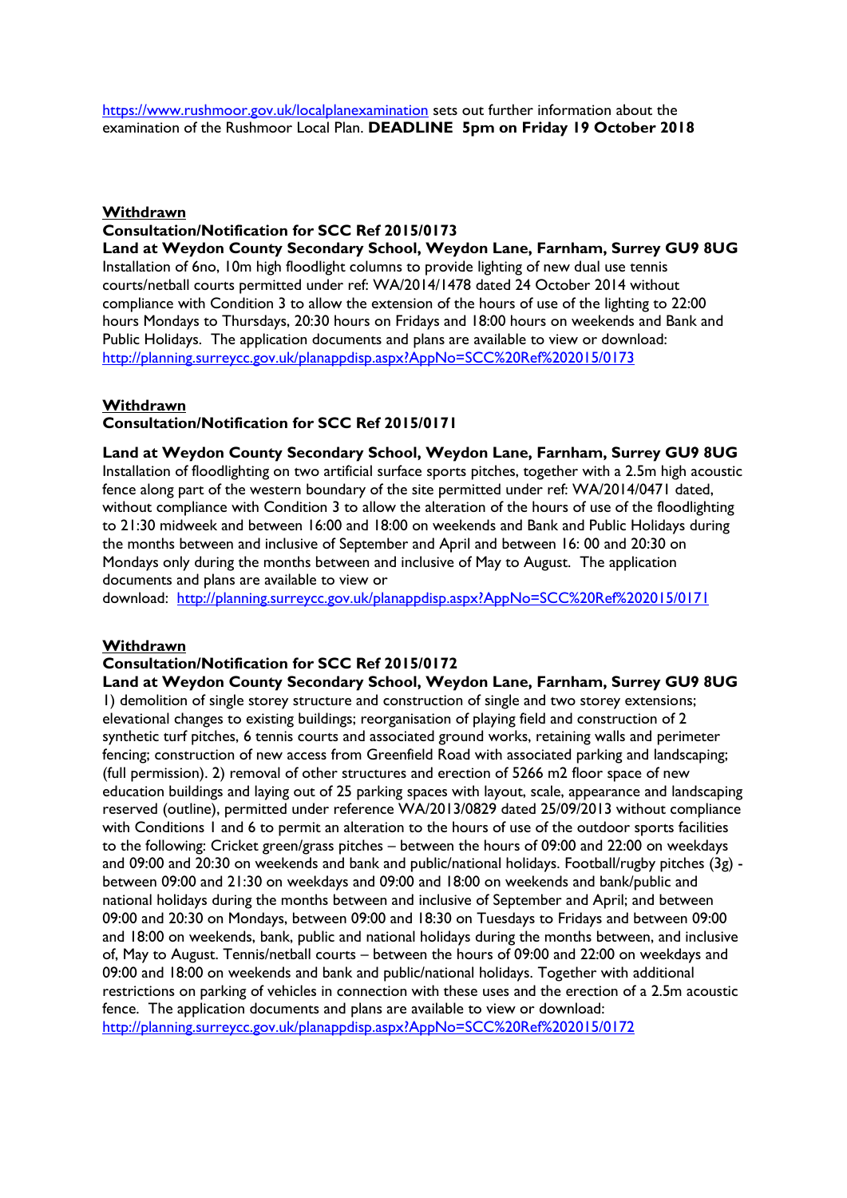https://www.rushmoor.gov.uk/localplanexamination sets out further information about the examination of the Rushmoor Local Plan. **DEADLINE 5pm on Friday 19 October 2018**

**Withdrawn**
**Consultation/Notification for SCC Ref 2015/0173**
**Land at Weydon County Secondary School, Weydon Lane, Farnham, Surrey GU9 8UG**
Installation of 6no, 10m high floodlight columns to provide lighting of new dual use tennis courts/netball courts permitted under ref: WA/2014/1478 dated 24 October 2014 without compliance with Condition 3 to allow the extension of the hours of use of the lighting to 22:00 hours Mondays to Thursdays, 20:30 hours on Fridays and 18:00 hours on weekends and Bank and Public Holidays. The application documents and plans are available to view or download: http://planning.surreycc.gov.uk/planappdisp.aspx?AppNo=SCC%20Ref%202015/0173

**Withdrawn**
**Consultation/Notification for SCC Ref 2015/0171**

**Land at Weydon County Secondary School, Weydon Lane, Farnham, Surrey GU9 8UG**
Installation of floodlighting on two artificial surface sports pitches, together with a 2.5m high acoustic fence along part of the western boundary of the site permitted under ref: WA/2014/0471 dated, without compliance with Condition 3 to allow the alteration of the hours of use of the floodlighting to 21:30 midweek and between 16:00 and 18:00 on weekends and Bank and Public Holidays during the months between and inclusive of September and April and between 16: 00 and 20:30 on Mondays only during the months between and inclusive of May to August. The application documents and plans are available to view or download: http://planning.surreycc.gov.uk/planappdisp.aspx?AppNo=SCC%20Ref%202015/0171

**Withdrawn**
**Consultation/Notification for SCC Ref 2015/0172**
**Land at Weydon County Secondary School, Weydon Lane, Farnham, Surrey GU9 8UG**
1) demolition of single storey structure and construction of single and two storey extensions; elevational changes to existing buildings; reorganisation of playing field and construction of 2 synthetic turf pitches, 6 tennis courts and associated ground works, retaining walls and perimeter fencing; construction of new access from Greenfield Road with associated parking and landscaping; (full permission). 2) removal of other structures and erection of 5266 m2 floor space of new education buildings and laying out of 25 parking spaces with layout, scale, appearance and landscaping reserved (outline), permitted under reference WA/2013/0829 dated 25/09/2013 without compliance with Conditions 1 and 6 to permit an alteration to the hours of use of the outdoor sports facilities to the following: Cricket green/grass pitches – between the hours of 09:00 and 22:00 on weekdays and 09:00 and 20:30 on weekends and bank and public/national holidays. Football/rugby pitches (3g) - between 09:00 and 21:30 on weekdays and 09:00 and 18:00 on weekends and bank/public and national holidays during the months between and inclusive of September and April; and between 09:00 and 20:30 on Mondays, between 09:00 and 18:30 on Tuesdays to Fridays and between 09:00 and 18:00 on weekends, bank, public and national holidays during the months between, and inclusive of, May to August. Tennis/netball courts – between the hours of 09:00 and 22:00 on weekdays and 09:00 and 18:00 on weekends and bank and public/national holidays. Together with additional restrictions on parking of vehicles in connection with these uses and the erection of a 2.5m acoustic fence. The application documents and plans are available to view or download: http://planning.surreycc.gov.uk/planappdisp.aspx?AppNo=SCC%20Ref%202015/0172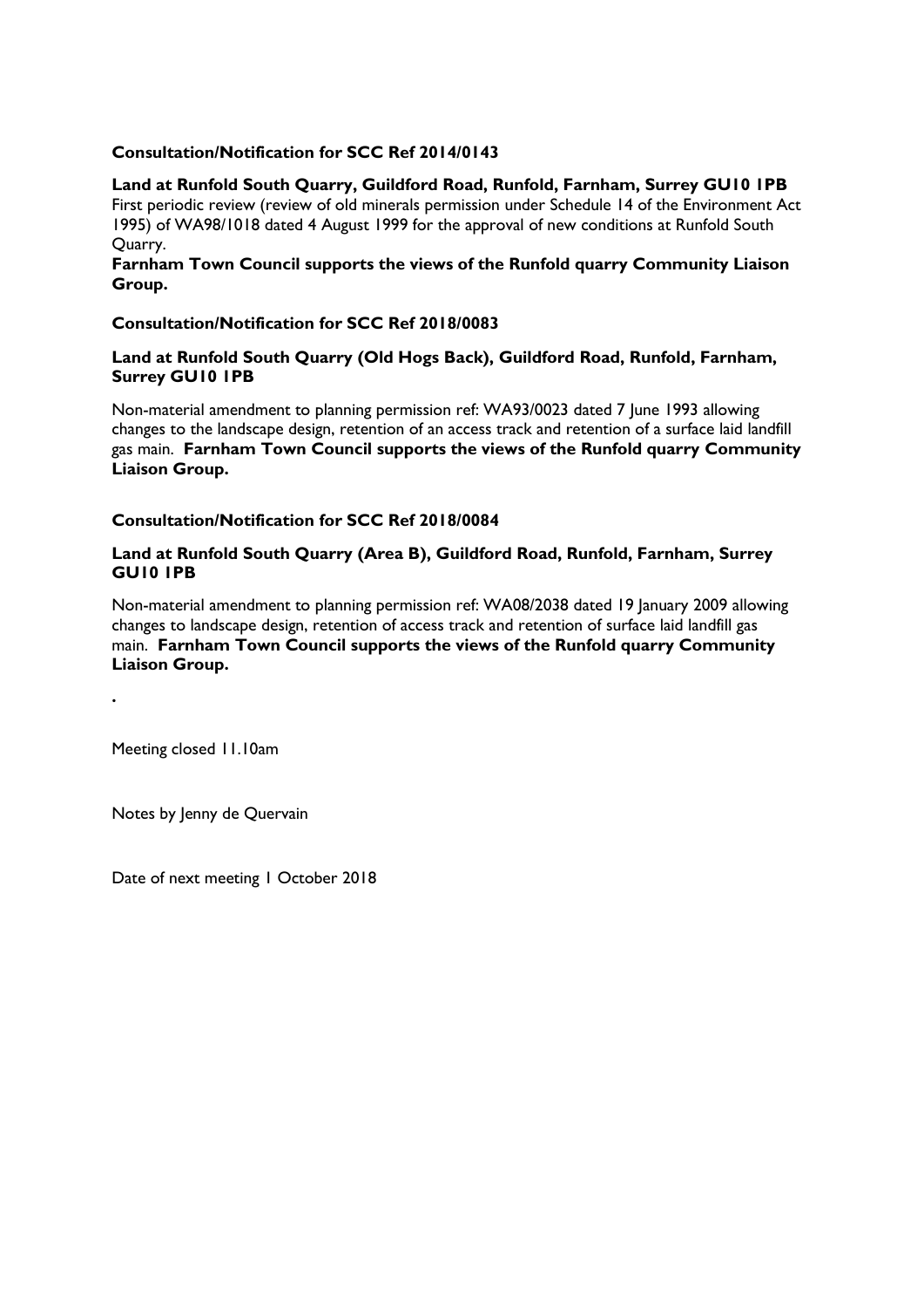**Consultation/Notification for SCC Ref 2014/0143**

**Land at Runfold South Quarry, Guildford Road, Runfold, Farnham, Surrey GU10 1PB**
First periodic review (review of old minerals permission under Schedule 14 of the Environment Act 1995) of WA98/1018 dated 4 August 1999 for the approval of new conditions at Runfold South Quarry.
**Farnham Town Council supports the views of the Runfold quarry Community Liaison Group.**

**Consultation/Notification for SCC Ref 2018/0083**

**Land at Runfold South Quarry (Old Hogs Back), Guildford Road, Runfold, Farnham, Surrey GU10 1PB**

Non-material amendment to planning permission ref: WA93/0023 dated 7 June 1993 allowing changes to the landscape design, retention of an access track and retention of a surface laid landfill gas main. **Farnham Town Council supports the views of the Runfold quarry Community Liaison Group.**

**Consultation/Notification for SCC Ref 2018/0084**

**Land at Runfold South Quarry (Area B), Guildford Road, Runfold, Farnham, Surrey GU10 1PB**

Non-material amendment to planning permission ref: WA08/2038 dated 19 January 2009 allowing changes to landscape design, retention of access track and retention of surface laid landfill gas main. **Farnham Town Council supports the views of the Runfold quarry Community Liaison Group.**

.

Meeting closed 11.10am

Notes by Jenny de Quervain

Date of next meeting 1 October 2018